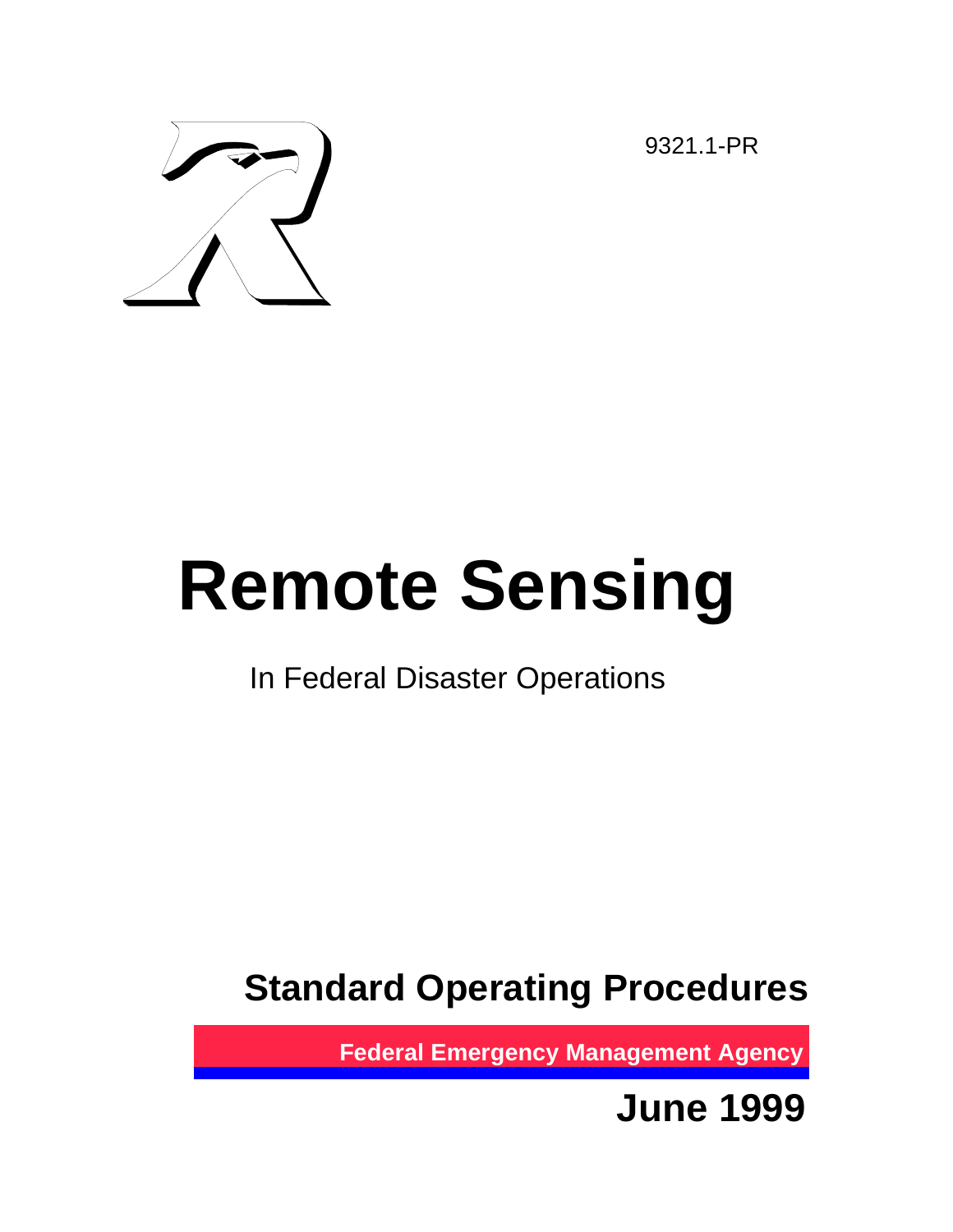9321.1-PR

# Remote Sensing

In Federal Disaster Operations

## Standard Operating Procedures

**Federal Emergency Management Agency**

**June 1999**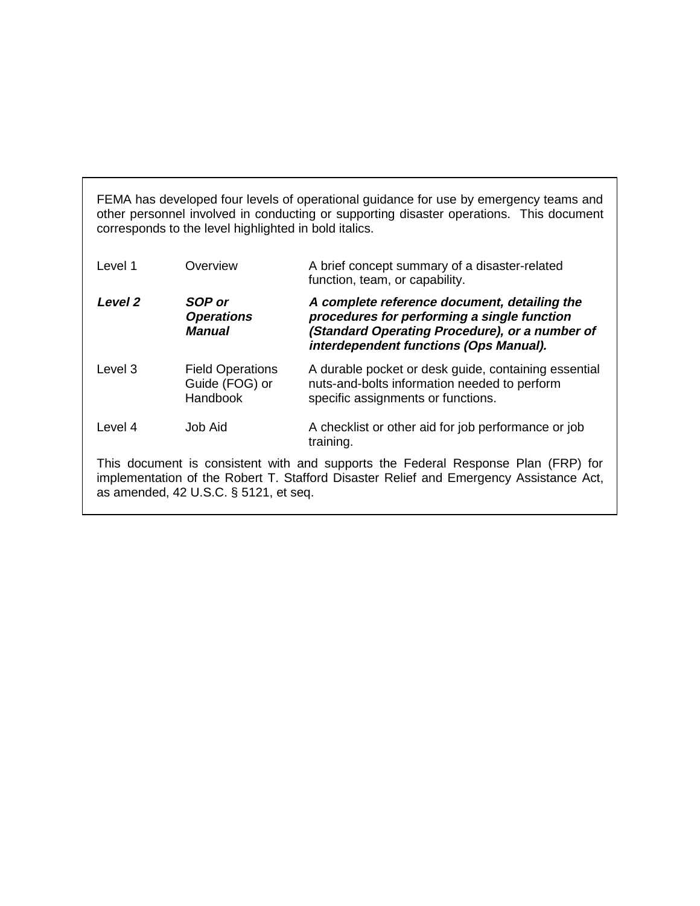FEMA has developed four levels of operational guidance for use by emergency teams and other personnel involved in conducting or supporting disaster operations. This document corresponds to the level highlighted in bold italics.

| | | |
|---|---|---|
| Level 1 | Overview | A brief concept summary of a disaster-related function, team, or capability. |
| ***Level 2*** | ***SOP or Operations Manual*** | ***A complete reference document, detailing the procedures for performing a single function (Standard Operating Procedure), or a number of interdependent functions (Ops Manual).*** |
| Level 3 | Field Operations Guide (FOG) or Handbook | A durable pocket or desk guide, containing essential nuts-and-bolts information needed to perform specific assignments or functions. |
| Level 4 | Job Aid | A checklist or other aid for job performance or job training. |

This document is consistent with and supports the Federal Response Plan (FRP) for implementation of the Robert T. Stafford Disaster Relief and Emergency Assistance Act, as amended, 42 U.S.C. § 5121, et seq.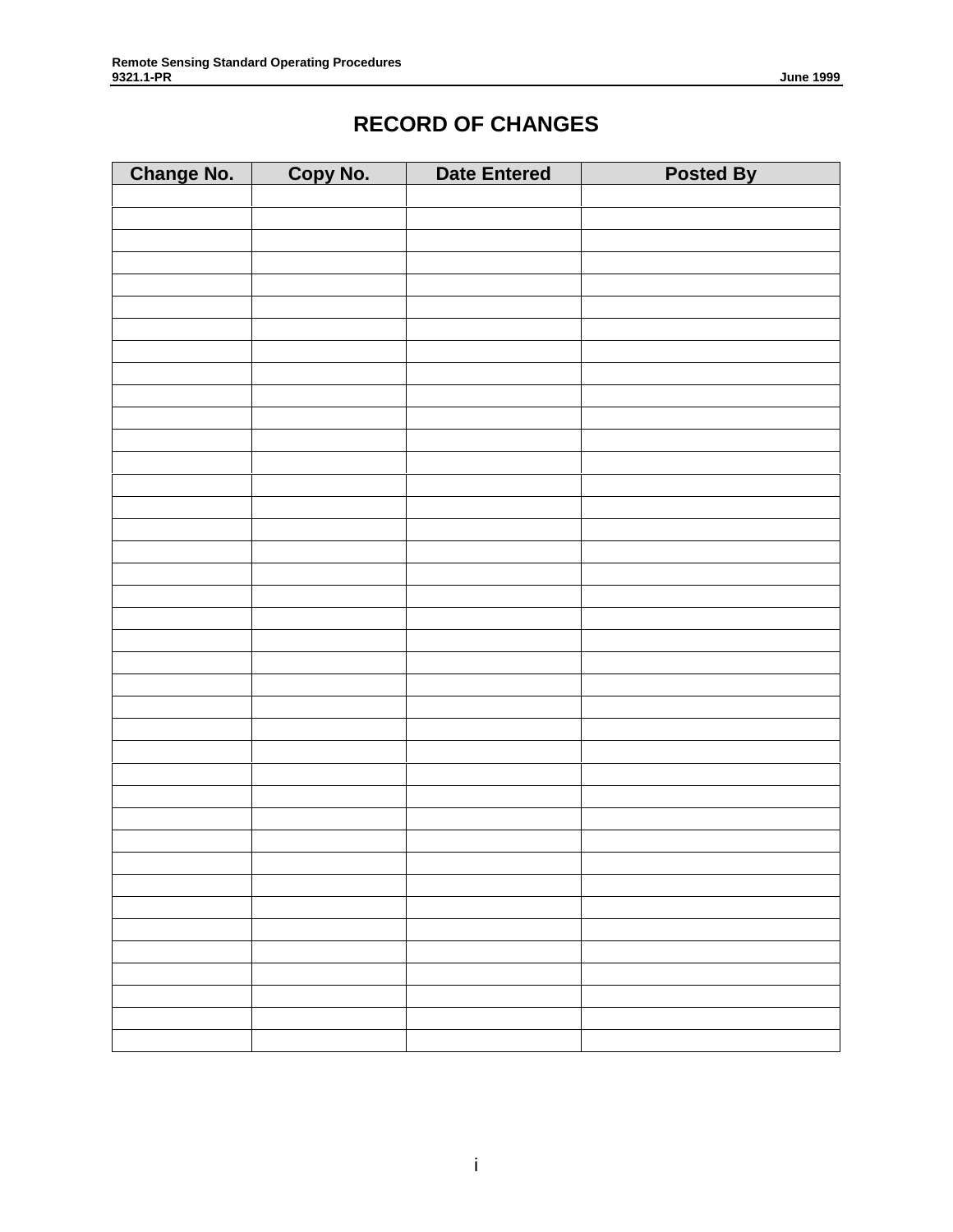# RECORD OF CHANGES

| Change No. | Copy No. | Date Entered | Posted By |
|---|---|---|---|
| | | | |
| | | | |
| | | | |
| | | | |
| | | | |
| | | | |
| | | | |
| | | | |
| | | | |
| | | | |
| | | | |
| | | | |
| | | | |
| | | | |
| | | | |
| | | | |
| | | | |
| | | | |
| | | | |
| | | | |
| | | | |
| | | | |
| | | | |
| | | | |
| | | | |
| | | | |
| | | | |
| | | | |
| | | | |
| | | | |
| | | | |
| | | | |
| | | | |
| | | | |
| | | | |
| | | | |
| | | | |
| | | | |
| | | | |
| | | | |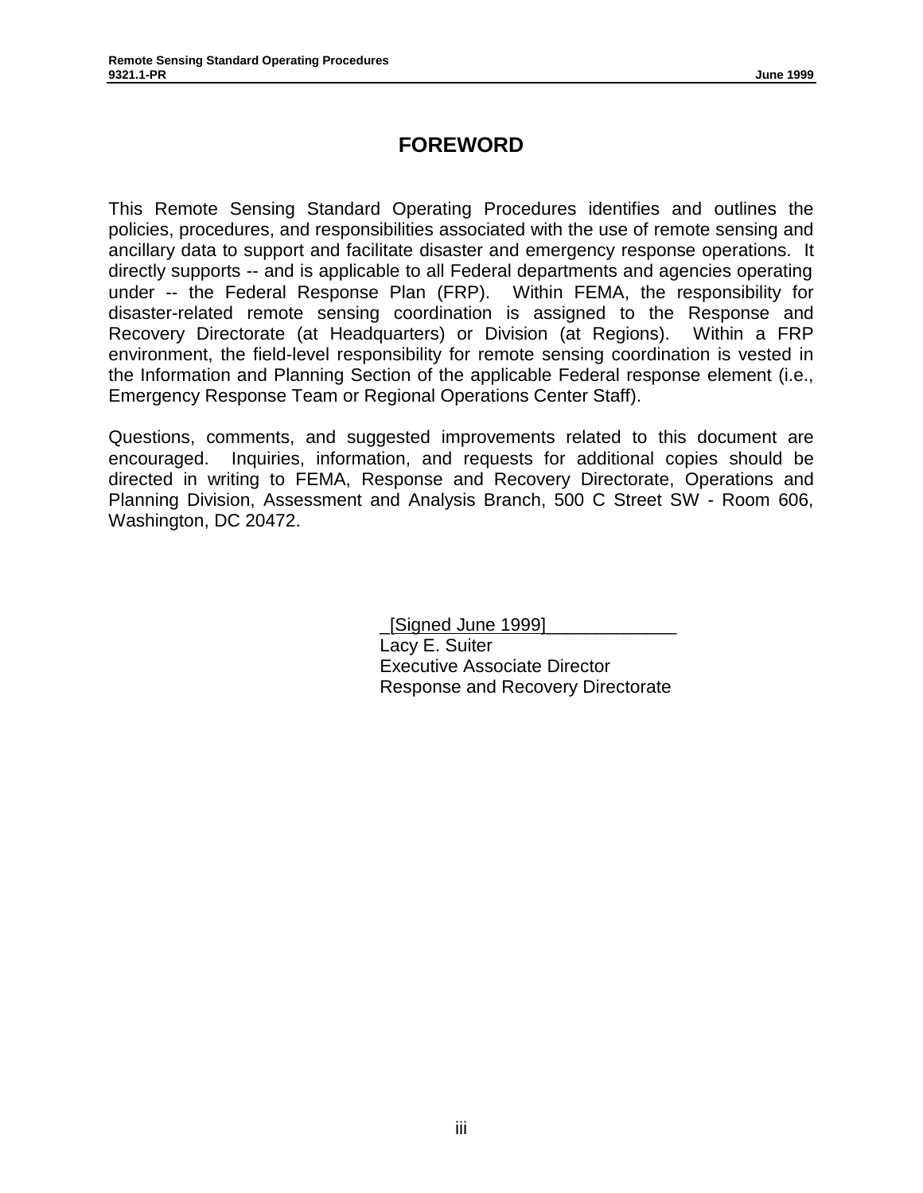# FOREWORD

This Remote Sensing Standard Operating Procedures identifies and outlines the policies, procedures, and responsibilities associated with the use of remote sensing and ancillary data to support and facilitate disaster and emergency response operations. It directly supports -- and is applicable to all Federal departments and agencies operating under -- the Federal Response Plan (FRP). Within FEMA, the responsibility for disaster-related remote sensing coordination is assigned to the Response and Recovery Directorate (at Headquarters) or Division (at Regions). Within a FRP environment, the field-level responsibility for remote sensing coordination is vested in the Information and Planning Section of the applicable Federal response element (i.e., Emergency Response Team or Regional Operations Center Staff).

Questions, comments, and suggested improvements related to this document are encouraged. Inquiries, information, and requests for additional copies should be directed in writing to FEMA, Response and Recovery Directorate, Operations and Planning Division, Assessment and Analysis Branch, 500 C Street SW - Room 606, Washington, DC 20472.

_[Signed June 1999]_____________
Lacy E. Suiter
Executive Associate Director
Response and Recovery Directorate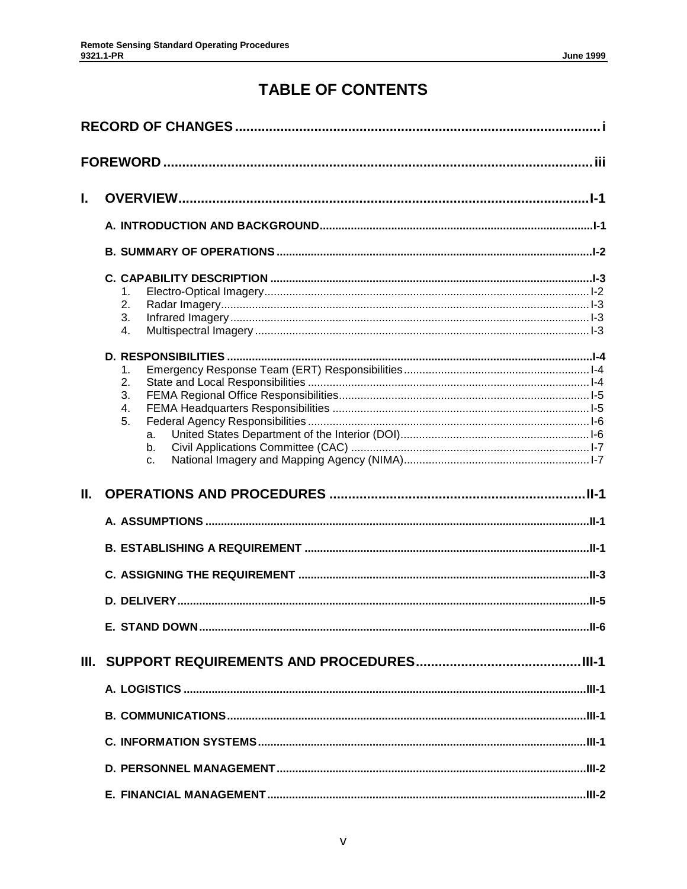# TABLE OF CONTENTS

**RECORD OF CHANGES** ..... i

**FOREWORD** ..... iii

**I. OVERVIEW** ..... I-1

- **A. INTRODUCTION AND BACKGROUND** ..... I-1
- **B. SUMMARY OF OPERATIONS** ..... I-2
- **C. CAPABILITY DESCRIPTION** ..... I-3
  1. Electro-Optical Imagery ..... I-2
  2. Radar Imagery ..... I-3
  3. Infrared Imagery ..... I-3
  4. Multispectral Imagery ..... I-3
- **D. RESPONSIBILITIES** ..... I-4
  1. Emergency Response Team (ERT) Responsibilities ..... I-4
  2. State and Local Responsibilities ..... I-4
  3. FEMA Regional Office Responsibilities ..... I-5
  4. FEMA Headquarters Responsibilities ..... I-5
  5. Federal Agency Responsibilities ..... I-6
     - a. United States Department of the Interior (DOI) ..... I-6
     - b. Civil Applications Committee (CAC) ..... I-7
     - c. National Imagery and Mapping Agency (NIMA) ..... I-7

**II. OPERATIONS AND PROCEDURES** ..... II-1

- **A. ASSUMPTIONS** ..... II-1
- **B. ESTABLISHING A REQUIREMENT** ..... II-1
- **C. ASSIGNING THE REQUIREMENT** ..... II-3
- **D. DELIVERY** ..... II-5
- **E. STAND DOWN** ..... II-6

**III. SUPPORT REQUIREMENTS AND PROCEDURES** ..... III-1

- **A. LOGISTICS** ..... III-1
- **B. COMMUNICATIONS** ..... III-1
- **C. INFORMATION SYSTEMS** ..... III-1
- **D. PERSONNEL MANAGEMENT** ..... III-2
- **E. FINANCIAL MANAGEMENT** ..... III-2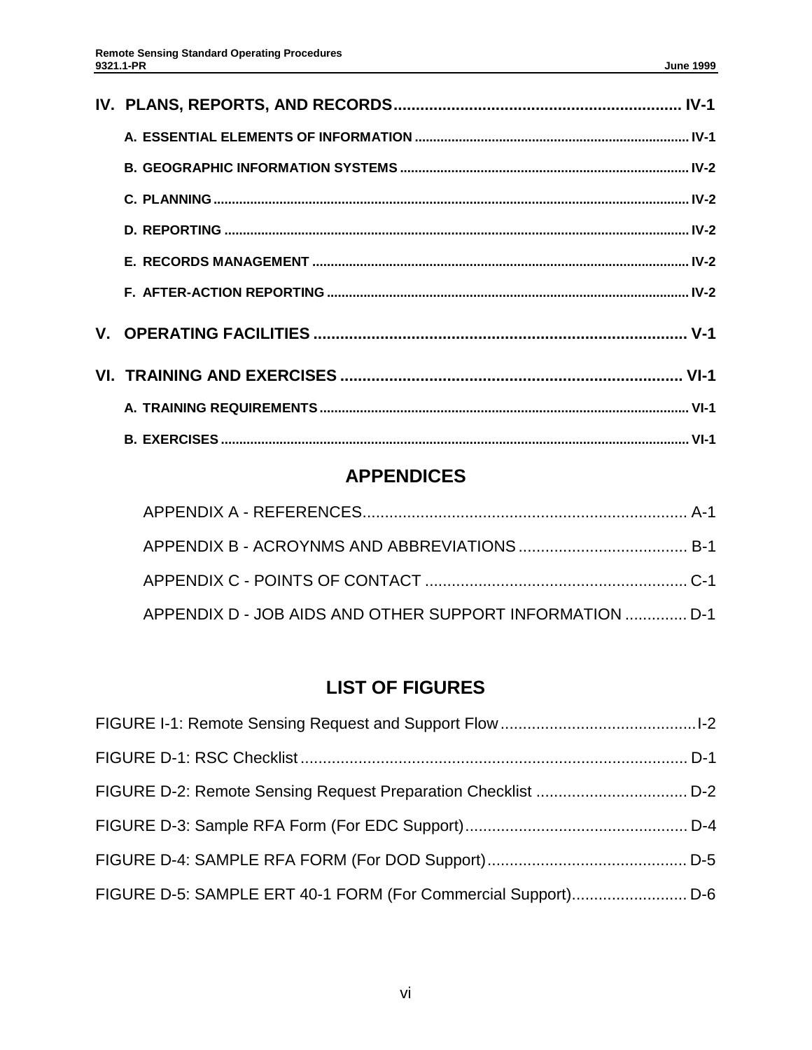IV. PLANS, REPORTS, AND RECORDS ................................................................ IV-1

A. ESSENTIAL ELEMENTS OF INFORMATION ........................................................................ IV-1

B. GEOGRAPHIC INFORMATION SYSTEMS ............................................................................ IV-2

C. PLANNING ................................................................................................................ IV-2

D. REPORTING .............................................................................................................. IV-2

E. RECORDS MANAGEMENT ........................................................................................... IV-2

F. AFTER-ACTION REPORTING ........................................................................................ IV-2

V. OPERATING FACILITIES ................................................................................... V-1

VI. TRAINING AND EXERCISES ............................................................................ VI-1

A. TRAINING REQUIREMENTS ......................................................................................... VI-1

B. EXERCISES .............................................................................................................. VI-1

## APPENDICES

APPENDIX A - REFERENCES......................................................................... A-1

APPENDIX B - ACROYNMS AND ABBREVIATIONS...................................... B-1

APPENDIX C - POINTS OF CONTACT ........................................................... C-1

APPENDIX D - JOB AIDS AND OTHER SUPPORT INFORMATION .............. D-1

## LIST OF FIGURES

FIGURE I-1: Remote Sensing Request and Support Flow............................................I-2

FIGURE D-1: RSC Checklist ....................................................................................... D-1

FIGURE D-2: Remote Sensing Request Preparation Checklist .................................. D-2

FIGURE D-3: Sample RFA Form (For EDC Support).................................................. D-4

FIGURE D-4: SAMPLE RFA FORM (For DOD Support)............................................. D-5

FIGURE D-5: SAMPLE ERT 40-1 FORM (For Commercial Support).......................... D-6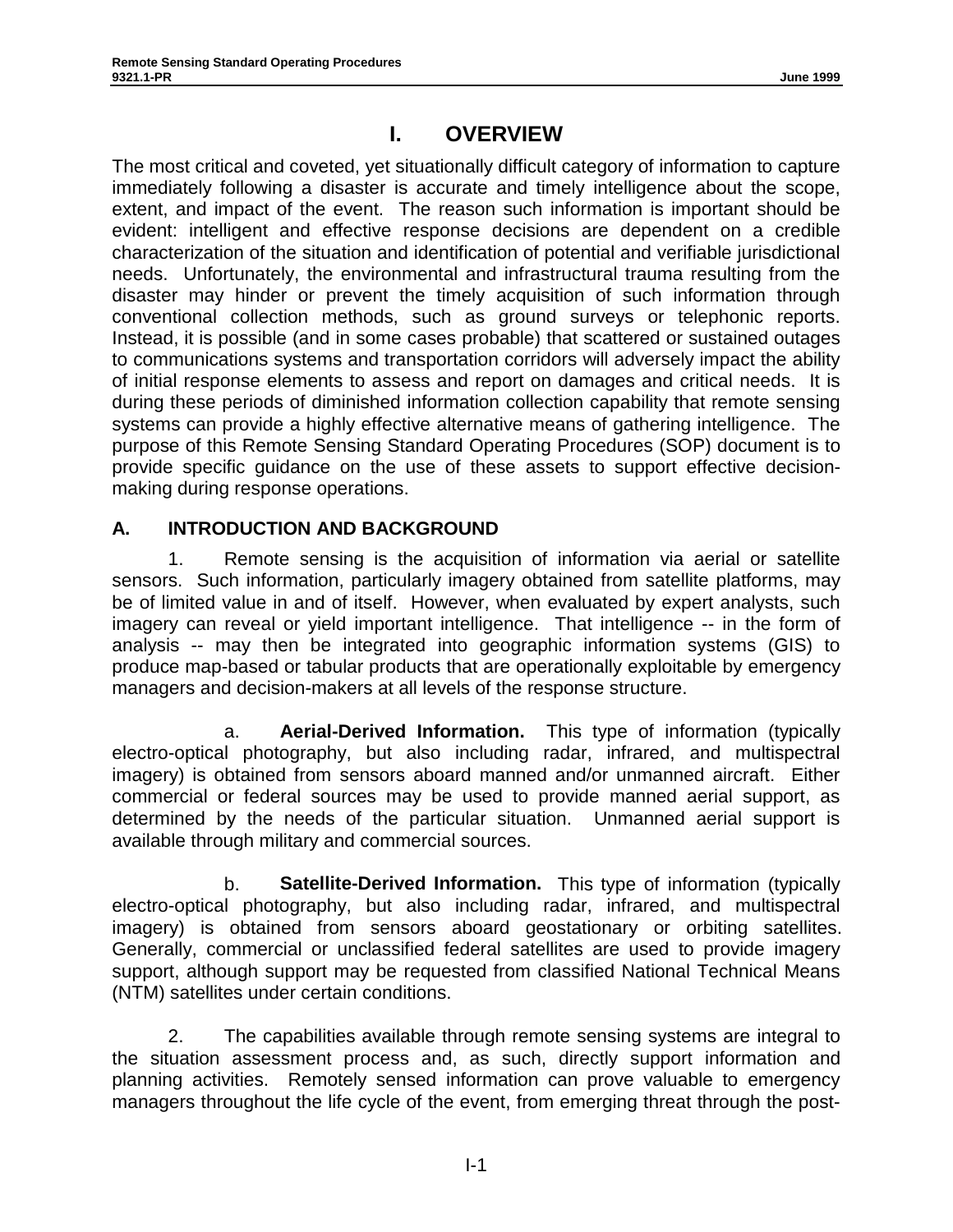# I. OVERVIEW

The most critical and coveted, yet situationally difficult category of information to capture immediately following a disaster is accurate and timely intelligence about the scope, extent, and impact of the event. The reason such information is important should be evident: intelligent and effective response decisions are dependent on a credible characterization of the situation and identification of potential and verifiable jurisdictional needs. Unfortunately, the environmental and infrastructural trauma resulting from the disaster may hinder or prevent the timely acquisition of such information through conventional collection methods, such as ground surveys or telephonic reports. Instead, it is possible (and in some cases probable) that scattered or sustained outages to communications systems and transportation corridors will adversely impact the ability of initial response elements to assess and report on damages and critical needs. It is during these periods of diminished information collection capability that remote sensing systems can provide a highly effective alternative means of gathering intelligence. The purpose of this Remote Sensing Standard Operating Procedures (SOP) document is to provide specific guidance on the use of these assets to support effective decision-making during response operations.

## A. INTRODUCTION AND BACKGROUND

1. Remote sensing is the acquisition of information via aerial or satellite sensors. Such information, particularly imagery obtained from satellite platforms, may be of limited value in and of itself. However, when evaluated by expert analysts, such imagery can reveal or yield important intelligence. That intelligence -- in the form of analysis -- may then be integrated into geographic information systems (GIS) to produce map-based or tabular products that are operationally exploitable by emergency managers and decision-makers at all levels of the response structure.

   a. **Aerial-Derived Information.** This type of information (typically electro-optical photography, but also including radar, infrared, and multispectral imagery) is obtained from sensors aboard manned and/or unmanned aircraft. Either commercial or federal sources may be used to provide manned aerial support, as determined by the needs of the particular situation. Unmanned aerial support is available through military and commercial sources.

   b. **Satellite-Derived Information.** This type of information (typically electro-optical photography, but also including radar, infrared, and multispectral imagery) is obtained from sensors aboard geostationary or orbiting satellites. Generally, commercial or unclassified federal satellites are used to provide imagery support, although support may be requested from classified National Technical Means (NTM) satellites under certain conditions.

2. The capabilities available through remote sensing systems are integral to the situation assessment process and, as such, directly support information and planning activities. Remotely sensed information can prove valuable to emergency managers throughout the life cycle of the event, from emerging threat through the post-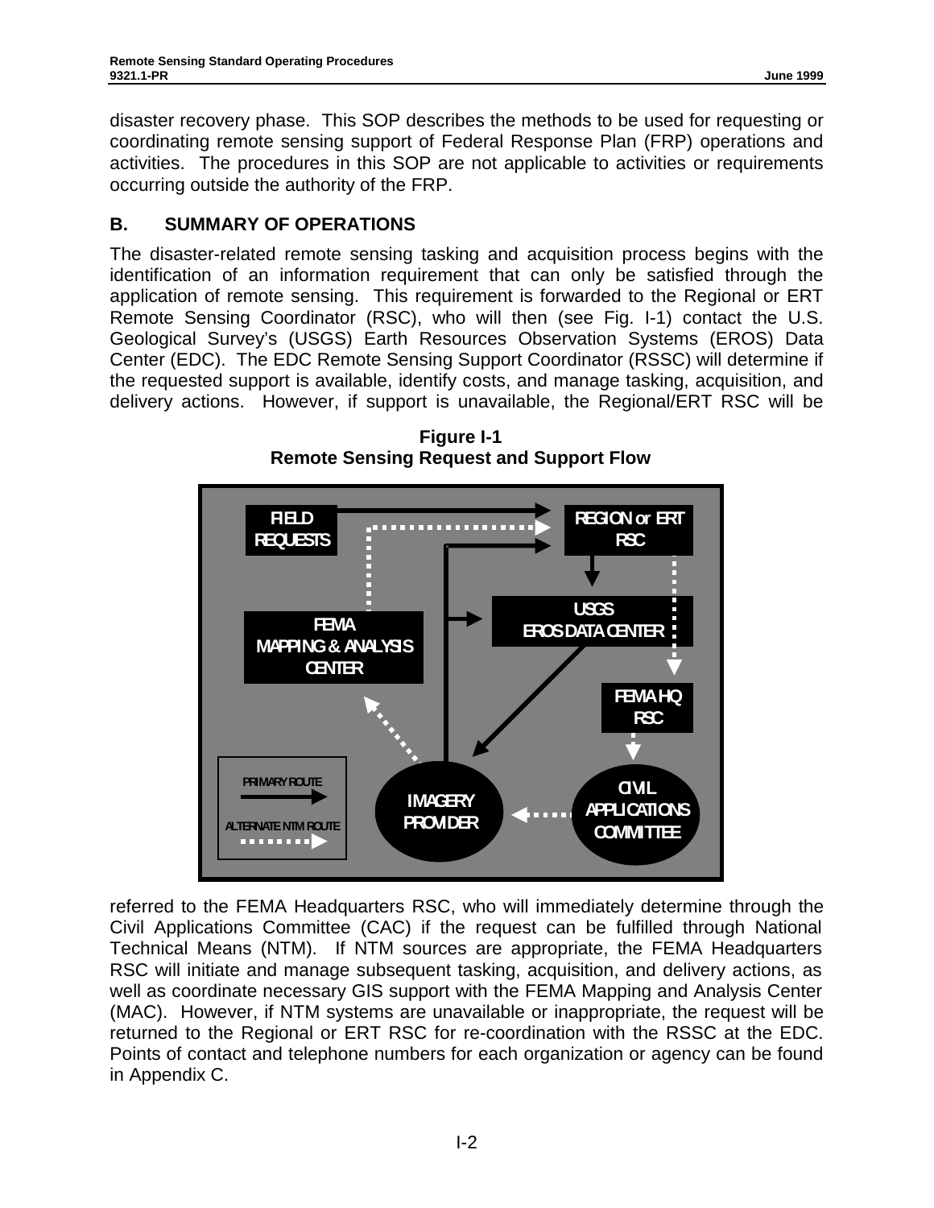disaster recovery phase. This SOP describes the methods to be used for requesting or coordinating remote sensing support of Federal Response Plan (FRP) operations and activities. The procedures in this SOP are not applicable to activities or requirements occurring outside the authority of the FRP.

## B. SUMMARY OF OPERATIONS

The disaster-related remote sensing tasking and acquisition process begins with the identification of an information requirement that can only be satisfied through the application of remote sensing. This requirement is forwarded to the Regional or ERT Remote Sensing Coordinator (RSC), who will then (see Fig. I-1) contact the U.S. Geological Survey's (USGS) Earth Resources Observation Systems (EROS) Data Center (EDC). The EDC Remote Sensing Support Coordinator (RSSC) will determine if the requested support is available, identify costs, and manage tasking, acquisition, and delivery actions. However, if support is unavailable, the Regional/ERT RSC will be

**Figure I-1**
**Remote Sensing Request and Support Flow**

FIELD REQUESTS | REGION or ERT RSC | USGS EROS DATA CENTER | FEMA MAPPING & ANALYSIS CENTER | FEMA HQ RSC | IMAGERY PROVIDER | CIVIL APPLICATIONS COMMITTEE

PRIMARY ROUTE | ALTERNATE NTM ROUTE

referred to the FEMA Headquarters RSC, who will immediately determine through the Civil Applications Committee (CAC) if the request can be fulfilled through National Technical Means (NTM). If NTM sources are appropriate, the FEMA Headquarters RSC will initiate and manage subsequent tasking, acquisition, and delivery actions, as well as coordinate necessary GIS support with the FEMA Mapping and Analysis Center (MAC). However, if NTM systems are unavailable or inappropriate, the request will be returned to the Regional or ERT RSC for re-coordination with the RSSC at the EDC. Points of contact and telephone numbers for each organization or agency can be found in Appendix C.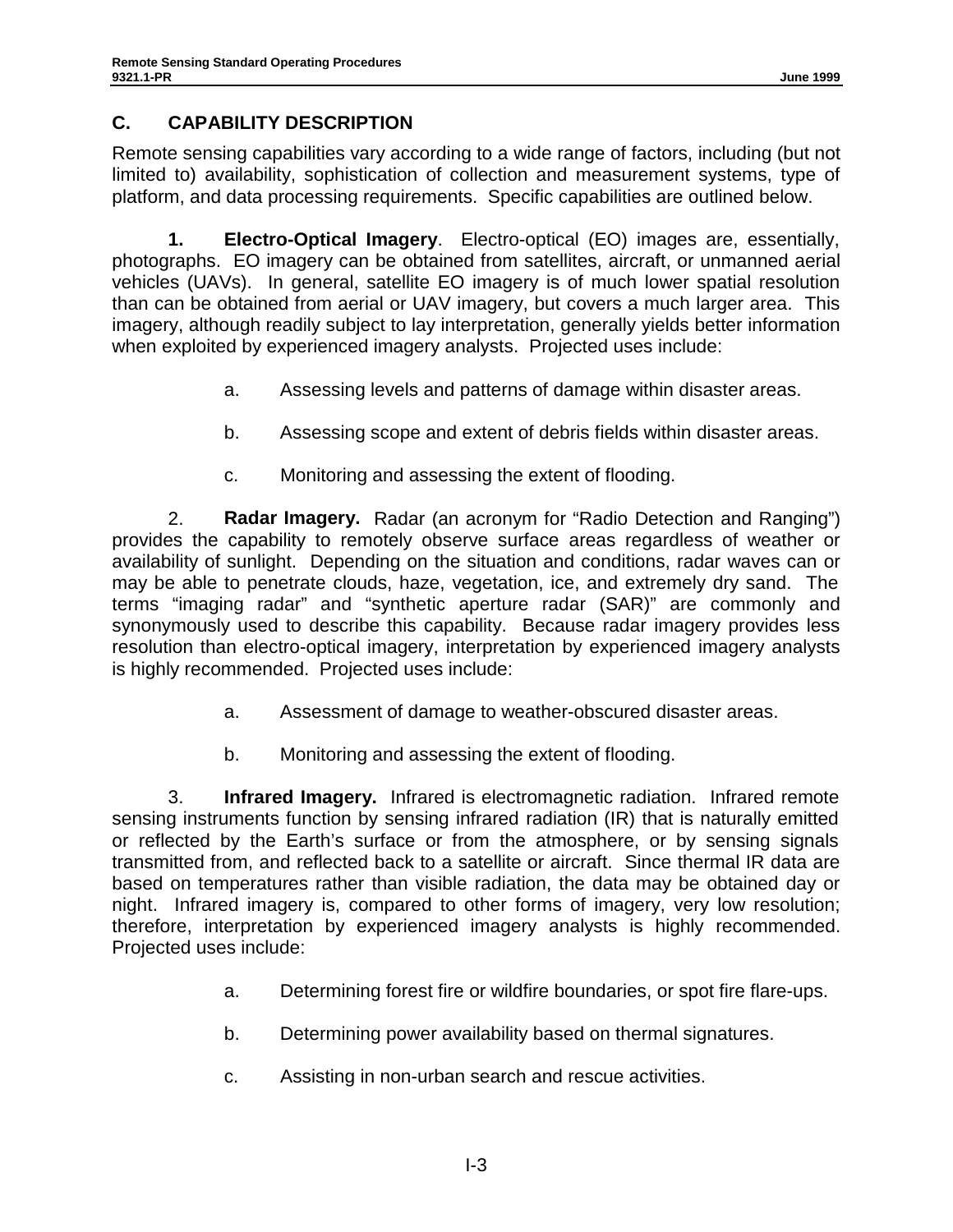## C. CAPABILITY DESCRIPTION

Remote sensing capabilities vary according to a wide range of factors, including (but not limited to) availability, sophistication of collection and measurement systems, type of platform, and data processing requirements. Specific capabilities are outlined below.

**1. Electro-Optical Imagery**. Electro-optical (EO) images are, essentially, photographs. EO imagery can be obtained from satellites, aircraft, or unmanned aerial vehicles (UAVs). In general, satellite EO imagery is of much lower spatial resolution than can be obtained from aerial or UAV imagery, but covers a much larger area. This imagery, although readily subject to lay interpretation, generally yields better information when exploited by experienced imagery analysts. Projected uses include:

a. Assessing levels and patterns of damage within disaster areas.

b. Assessing scope and extent of debris fields within disaster areas.

c. Monitoring and assessing the extent of flooding.

2. **Radar Imagery.** Radar (an acronym for "Radio Detection and Ranging") provides the capability to remotely observe surface areas regardless of weather or availability of sunlight. Depending on the situation and conditions, radar waves can or may be able to penetrate clouds, haze, vegetation, ice, and extremely dry sand. The terms "imaging radar" and "synthetic aperture radar (SAR)" are commonly and synonymously used to describe this capability. Because radar imagery provides less resolution than electro-optical imagery, interpretation by experienced imagery analysts is highly recommended. Projected uses include:

a. Assessment of damage to weather-obscured disaster areas.

b. Monitoring and assessing the extent of flooding.

3. **Infrared Imagery.** Infrared is electromagnetic radiation. Infrared remote sensing instruments function by sensing infrared radiation (IR) that is naturally emitted or reflected by the Earth's surface or from the atmosphere, or by sensing signals transmitted from, and reflected back to a satellite or aircraft. Since thermal IR data are based on temperatures rather than visible radiation, the data may be obtained day or night. Infrared imagery is, compared to other forms of imagery, very low resolution; therefore, interpretation by experienced imagery analysts is highly recommended. Projected uses include:

a. Determining forest fire or wildfire boundaries, or spot fire flare-ups.

b. Determining power availability based on thermal signatures.

c. Assisting in non-urban search and rescue activities.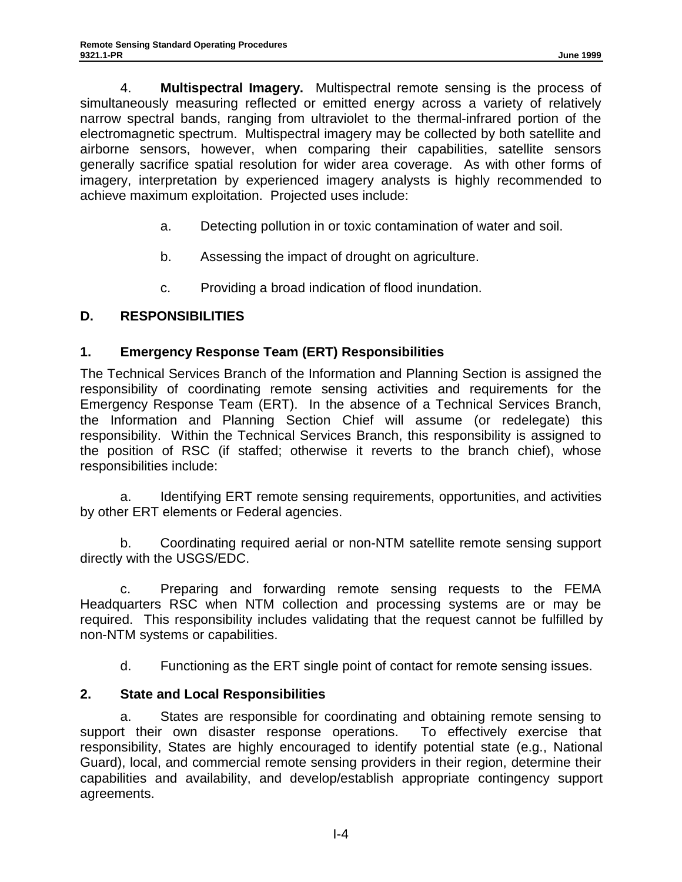4. **Multispectral Imagery.** Multispectral remote sensing is the process of simultaneously measuring reflected or emitted energy across a variety of relatively narrow spectral bands, ranging from ultraviolet to the thermal-infrared portion of the electromagnetic spectrum. Multispectral imagery may be collected by both satellite and airborne sensors, however, when comparing their capabilities, satellite sensors generally sacrifice spatial resolution for wider area coverage. As with other forms of imagery, interpretation by experienced imagery analysts is highly recommended to achieve maximum exploitation. Projected uses include:

a. Detecting pollution in or toxic contamination of water and soil.

b. Assessing the impact of drought on agriculture.

c. Providing a broad indication of flood inundation.

## D. RESPONSIBILITIES

### 1. Emergency Response Team (ERT) Responsibilities

The Technical Services Branch of the Information and Planning Section is assigned the responsibility of coordinating remote sensing activities and requirements for the Emergency Response Team (ERT). In the absence of a Technical Services Branch, the Information and Planning Section Chief will assume (or redelegate) this responsibility. Within the Technical Services Branch, this responsibility is assigned to the position of RSC (if staffed; otherwise it reverts to the branch chief), whose responsibilities include:

a. Identifying ERT remote sensing requirements, opportunities, and activities by other ERT elements or Federal agencies.

b. Coordinating required aerial or non-NTM satellite remote sensing support directly with the USGS/EDC.

c. Preparing and forwarding remote sensing requests to the FEMA Headquarters RSC when NTM collection and processing systems are or may be required. This responsibility includes validating that the request cannot be fulfilled by non-NTM systems or capabilities.

d. Functioning as the ERT single point of contact for remote sensing issues.

### 2. State and Local Responsibilities

a. States are responsible for coordinating and obtaining remote sensing to support their own disaster response operations. To effectively exercise that responsibility, States are highly encouraged to identify potential state (e.g., National Guard), local, and commercial remote sensing providers in their region, determine their capabilities and availability, and develop/establish appropriate contingency support agreements.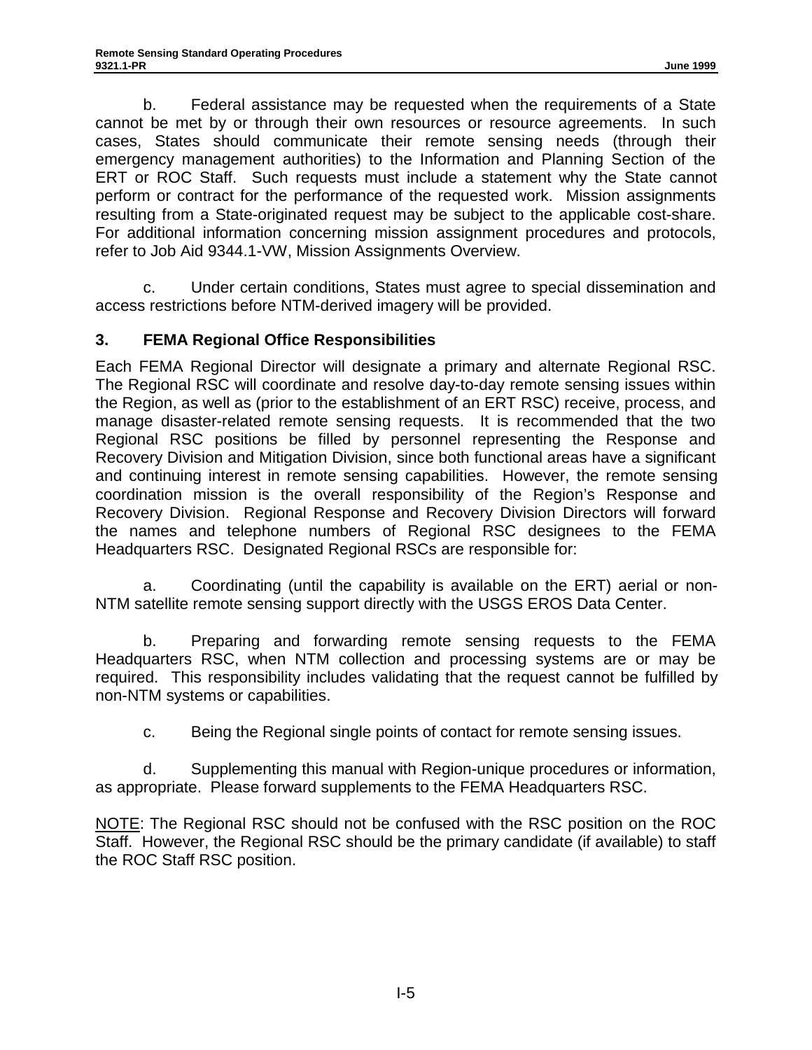b. Federal assistance may be requested when the requirements of a State cannot be met by or through their own resources or resource agreements. In such cases, States should communicate their remote sensing needs (through their emergency management authorities) to the Information and Planning Section of the ERT or ROC Staff. Such requests must include a statement why the State cannot perform or contract for the performance of the requested work. Mission assignments resulting from a State-originated request may be subject to the applicable cost-share. For additional information concerning mission assignment procedures and protocols, refer to Job Aid 9344.1-VW, Mission Assignments Overview.

c. Under certain conditions, States must agree to special dissemination and access restrictions before NTM-derived imagery will be provided.

### 3. FEMA Regional Office Responsibilities

Each FEMA Regional Director will designate a primary and alternate Regional RSC. The Regional RSC will coordinate and resolve day-to-day remote sensing issues within the Region, as well as (prior to the establishment of an ERT RSC) receive, process, and manage disaster-related remote sensing requests. It is recommended that the two Regional RSC positions be filled by personnel representing the Response and Recovery Division and Mitigation Division, since both functional areas have a significant and continuing interest in remote sensing capabilities. However, the remote sensing coordination mission is the overall responsibility of the Region's Response and Recovery Division. Regional Response and Recovery Division Directors will forward the names and telephone numbers of Regional RSC designees to the FEMA Headquarters RSC. Designated Regional RSCs are responsible for:

a. Coordinating (until the capability is available on the ERT) aerial or non-NTM satellite remote sensing support directly with the USGS EROS Data Center.

b. Preparing and forwarding remote sensing requests to the FEMA Headquarters RSC, when NTM collection and processing systems are or may be required. This responsibility includes validating that the request cannot be fulfilled by non-NTM systems or capabilities.

c. Being the Regional single points of contact for remote sensing issues.

d. Supplementing this manual with Region-unique procedures or information, as appropriate. Please forward supplements to the FEMA Headquarters RSC.

<u>NOTE</u>: The Regional RSC should not be confused with the RSC position on the ROC Staff. However, the Regional RSC should be the primary candidate (if available) to staff the ROC Staff RSC position.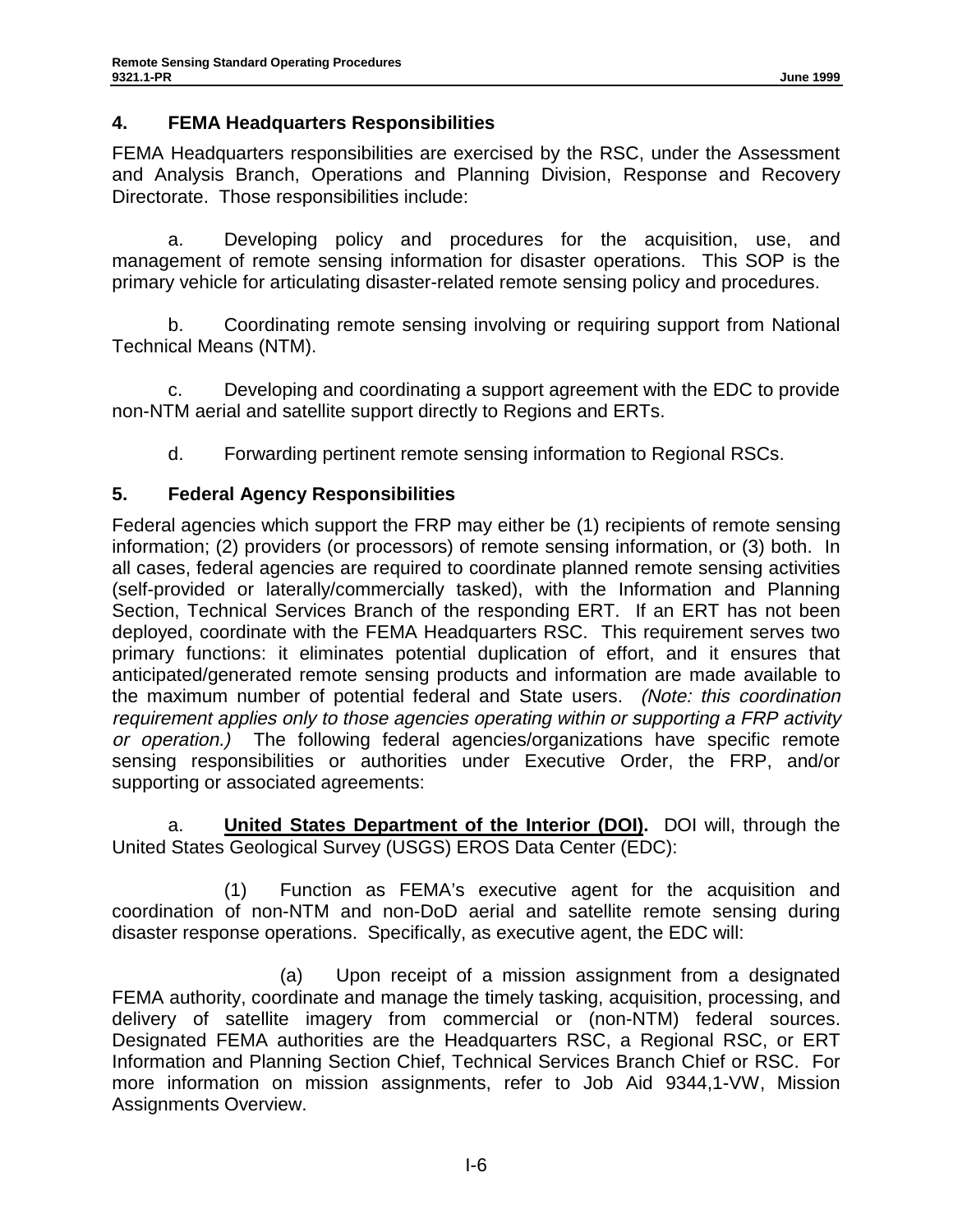## 4. FEMA Headquarters Responsibilities

FEMA Headquarters responsibilities are exercised by the RSC, under the Assessment and Analysis Branch, Operations and Planning Division, Response and Recovery Directorate. Those responsibilities include:

a. Developing policy and procedures for the acquisition, use, and management of remote sensing information for disaster operations. This SOP is the primary vehicle for articulating disaster-related remote sensing policy and procedures.

b. Coordinating remote sensing involving or requiring support from National Technical Means (NTM).

c. Developing and coordinating a support agreement with the EDC to provide non-NTM aerial and satellite support directly to Regions and ERTs.

d. Forwarding pertinent remote sensing information to Regional RSCs.

## 5. Federal Agency Responsibilities

Federal agencies which support the FRP may either be (1) recipients of remote sensing information; (2) providers (or processors) of remote sensing information, or (3) both. In all cases, federal agencies are required to coordinate planned remote sensing activities (self-provided or laterally/commercially tasked), with the Information and Planning Section, Technical Services Branch of the responding ERT. If an ERT has not been deployed, coordinate with the FEMA Headquarters RSC. This requirement serves two primary functions: it eliminates potential duplication of effort, and it ensures that anticipated/generated remote sensing products and information are made available to the maximum number of potential federal and State users. *(Note: this coordination requirement applies only to those agencies operating within or supporting a FRP activity or operation.)* The following federal agencies/organizations have specific remote sensing responsibilities or authorities under Executive Order, the FRP, and/or supporting or associated agreements:

a. **United States Department of the Interior (DOI).** DOI will, through the United States Geological Survey (USGS) EROS Data Center (EDC):

(1) Function as FEMA's executive agent for the acquisition and coordination of non-NTM and non-DoD aerial and satellite remote sensing during disaster response operations. Specifically, as executive agent, the EDC will:

(a) Upon receipt of a mission assignment from a designated FEMA authority, coordinate and manage the timely tasking, acquisition, processing, and delivery of satellite imagery from commercial or (non-NTM) federal sources. Designated FEMA authorities are the Headquarters RSC, a Regional RSC, or ERT Information and Planning Section Chief, Technical Services Branch Chief or RSC. For more information on mission assignments, refer to Job Aid 9344,1-VW, Mission Assignments Overview.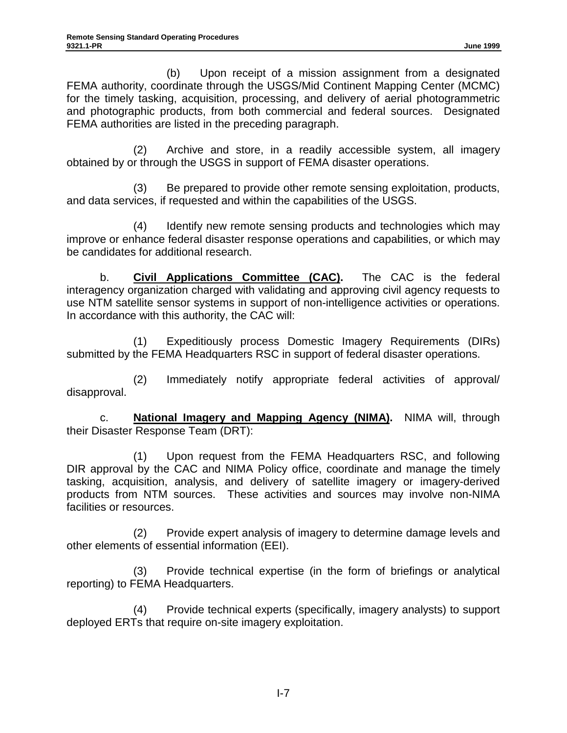(b) Upon receipt of a mission assignment from a designated FEMA authority, coordinate through the USGS/Mid Continent Mapping Center (MCMC) for the timely tasking, acquisition, processing, and delivery of aerial photogrammetric and photographic products, from both commercial and federal sources. Designated FEMA authorities are listed in the preceding paragraph.

(2) Archive and store, in a readily accessible system, all imagery obtained by or through the USGS in support of FEMA disaster operations.

(3) Be prepared to provide other remote sensing exploitation, products, and data services, if requested and within the capabilities of the USGS.

(4) Identify new remote sensing products and technologies which may improve or enhance federal disaster response operations and capabilities, or which may be candidates for additional research.

b. **Civil Applications Committee (CAC).** The CAC is the federal interagency organization charged with validating and approving civil agency requests to use NTM satellite sensor systems in support of non-intelligence activities or operations. In accordance with this authority, the CAC will:

(1) Expeditiously process Domestic Imagery Requirements (DIRs) submitted by the FEMA Headquarters RSC in support of federal disaster operations.

(2) Immediately notify appropriate federal activities of approval/ disapproval.

c. **National Imagery and Mapping Agency (NIMA).** NIMA will, through their Disaster Response Team (DRT):

(1) Upon request from the FEMA Headquarters RSC, and following DIR approval by the CAC and NIMA Policy office, coordinate and manage the timely tasking, acquisition, analysis, and delivery of satellite imagery or imagery-derived products from NTM sources. These activities and sources may involve non-NIMA facilities or resources.

(2) Provide expert analysis of imagery to determine damage levels and other elements of essential information (EEI).

(3) Provide technical expertise (in the form of briefings or analytical reporting) to FEMA Headquarters.

(4) Provide technical experts (specifically, imagery analysts) to support deployed ERTs that require on-site imagery exploitation.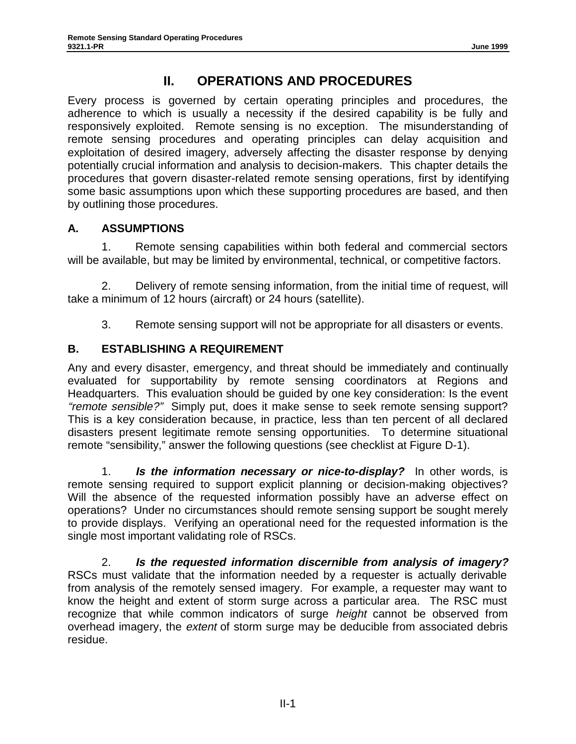# II. OPERATIONS AND PROCEDURES

Every process is governed by certain operating principles and procedures, the adherence to which is usually a necessity if the desired capability is be fully and responsively exploited. Remote sensing is no exception. The misunderstanding of remote sensing procedures and operating principles can delay acquisition and exploitation of desired imagery, adversely affecting the disaster response by denying potentially crucial information and analysis to decision-makers. This chapter details the procedures that govern disaster-related remote sensing operations, first by identifying some basic assumptions upon which these supporting procedures are based, and then by outlining those procedures.

## A. ASSUMPTIONS

1. Remote sensing capabilities within both federal and commercial sectors will be available, but may be limited by environmental, technical, or competitive factors.

2. Delivery of remote sensing information, from the initial time of request, will take a minimum of 12 hours (aircraft) or 24 hours (satellite).

3. Remote sensing support will not be appropriate for all disasters or events.

## B. ESTABLISHING A REQUIREMENT

Any and every disaster, emergency, and threat should be immediately and continually evaluated for supportability by remote sensing coordinators at Regions and Headquarters. This evaluation should be guided by one key consideration: Is the event *"remote sensible?"* Simply put, does it make sense to seek remote sensing support? This is a key consideration because, in practice, less than ten percent of all declared disasters present legitimate remote sensing opportunities. To determine situational remote "sensibility," answer the following questions (see checklist at Figure D-1).

1. ***Is the information necessary or nice-to-display?*** In other words, is remote sensing required to support explicit planning or decision-making objectives? Will the absence of the requested information possibly have an adverse effect on operations? Under no circumstances should remote sensing support be sought merely to provide displays. Verifying an operational need for the requested information is the single most important validating role of RSCs.

2. ***Is the requested information discernible from analysis of imagery?*** RSCs must validate that the information needed by a requester is actually derivable from analysis of the remotely sensed imagery. For example, a requester may want to know the height and extent of storm surge across a particular area. The RSC must recognize that while common indicators of surge *height* cannot be observed from overhead imagery, the *extent* of storm surge may be deducible from associated debris residue.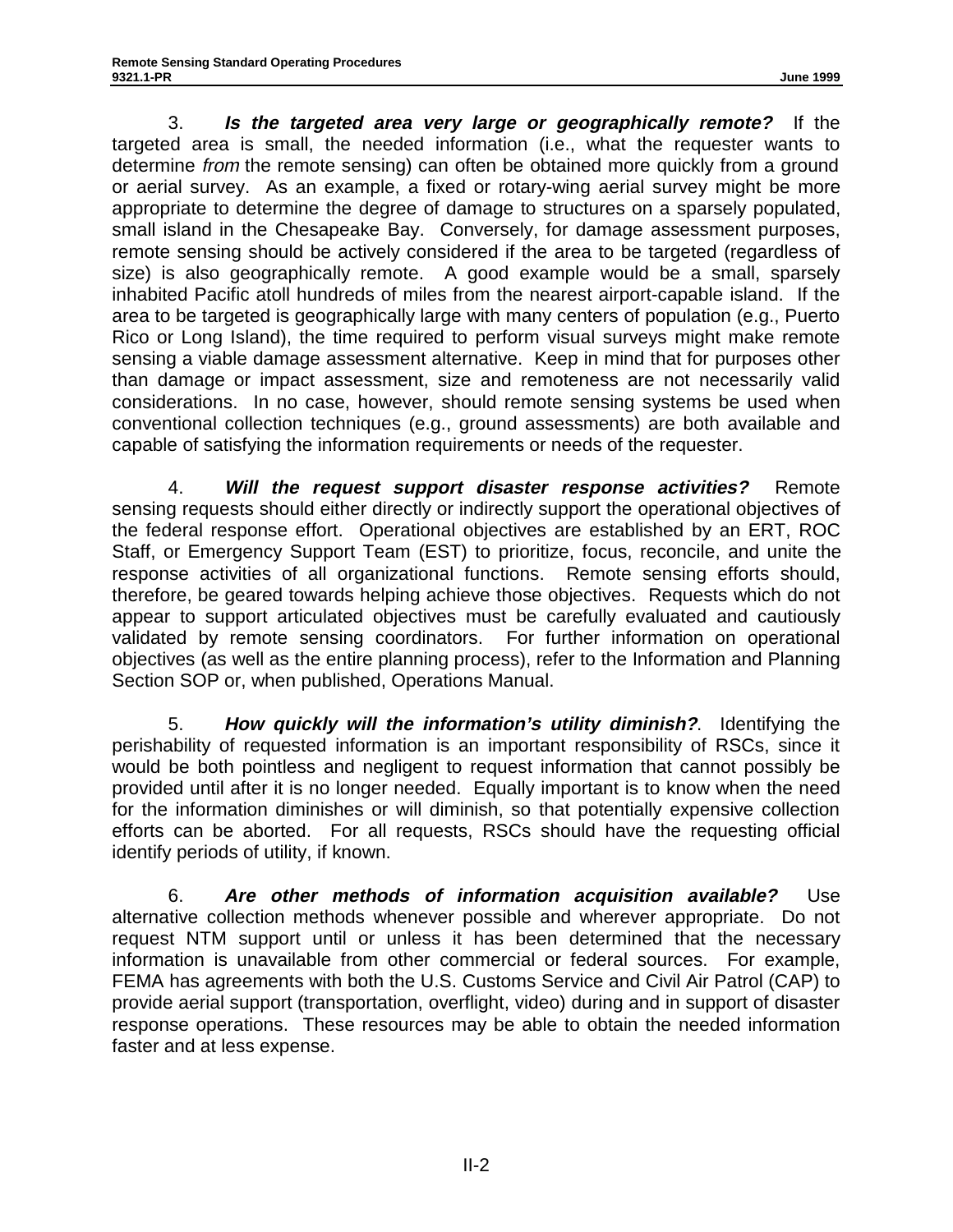3. ***Is the targeted area very large or geographically remote?*** If the targeted area is small, the needed information (i.e., what the requester wants to determine *from* the remote sensing) can often be obtained more quickly from a ground or aerial survey. As an example, a fixed or rotary-wing aerial survey might be more appropriate to determine the degree of damage to structures on a sparsely populated, small island in the Chesapeake Bay. Conversely, for damage assessment purposes, remote sensing should be actively considered if the area to be targeted (regardless of size) is also geographically remote. A good example would be a small, sparsely inhabited Pacific atoll hundreds of miles from the nearest airport-capable island. If the area to be targeted is geographically large with many centers of population (e.g., Puerto Rico or Long Island), the time required to perform visual surveys might make remote sensing a viable damage assessment alternative. Keep in mind that for purposes other than damage or impact assessment, size and remoteness are not necessarily valid considerations. In no case, however, should remote sensing systems be used when conventional collection techniques (e.g., ground assessments) are both available and capable of satisfying the information requirements or needs of the requester.

4. ***Will the request support disaster response activities?*** Remote sensing requests should either directly or indirectly support the operational objectives of the federal response effort. Operational objectives are established by an ERT, ROC Staff, or Emergency Support Team (EST) to prioritize, focus, reconcile, and unite the response activities of all organizational functions. Remote sensing efforts should, therefore, be geared towards helping achieve those objectives. Requests which do not appear to support articulated objectives must be carefully evaluated and cautiously validated by remote sensing coordinators. For further information on operational objectives (as well as the entire planning process), refer to the Information and Planning Section SOP or, when published, Operations Manual.

5. ***How quickly will the information's utility diminish?***. Identifying the perishability of requested information is an important responsibility of RSCs, since it would be both pointless and negligent to request information that cannot possibly be provided until after it is no longer needed. Equally important is to know when the need for the information diminishes or will diminish, so that potentially expensive collection efforts can be aborted. For all requests, RSCs should have the requesting official identify periods of utility, if known.

6. ***Are other methods of information acquisition available?*** Use alternative collection methods whenever possible and wherever appropriate. Do not request NTM support until or unless it has been determined that the necessary information is unavailable from other commercial or federal sources. For example, FEMA has agreements with both the U.S. Customs Service and Civil Air Patrol (CAP) to provide aerial support (transportation, overflight, video) during and in support of disaster response operations. These resources may be able to obtain the needed information faster and at less expense.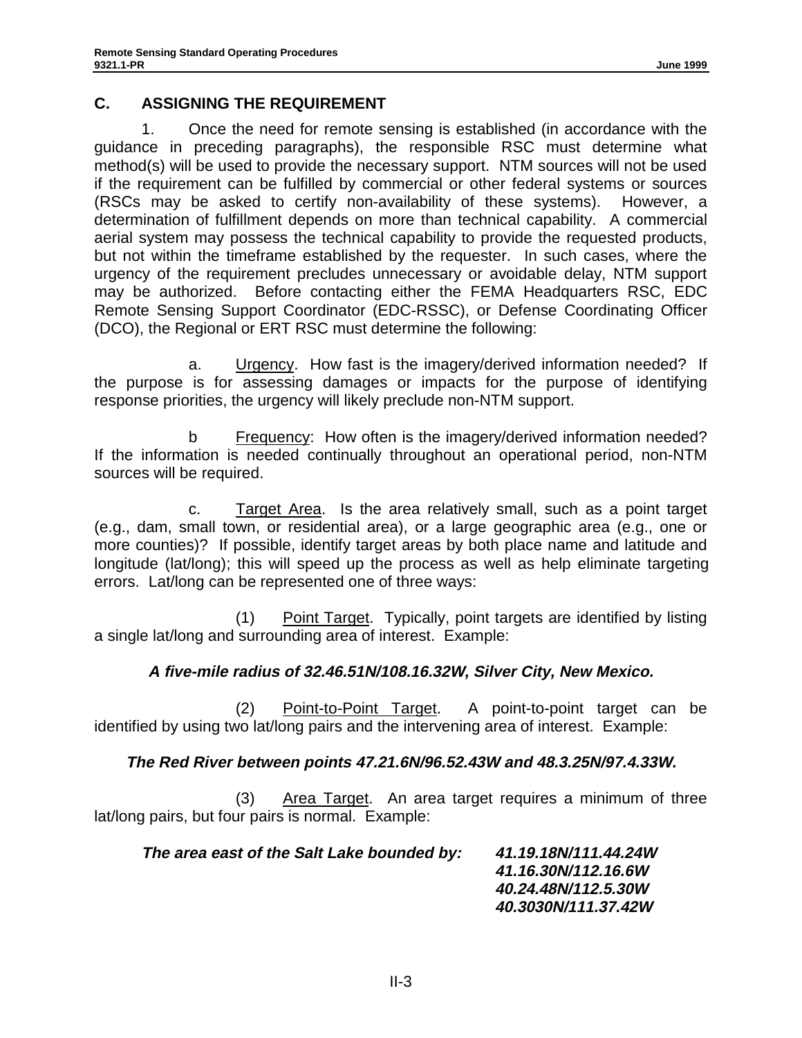## C. ASSIGNING THE REQUIREMENT

1. Once the need for remote sensing is established (in accordance with the guidance in preceding paragraphs), the responsible RSC must determine what method(s) will be used to provide the necessary support. NTM sources will not be used if the requirement can be fulfilled by commercial or other federal systems or sources (RSCs may be asked to certify non-availability of these systems). However, a determination of fulfillment depends on more than technical capability. A commercial aerial system may possess the technical capability to provide the requested products, but not within the timeframe established by the requester. In such cases, where the urgency of the requirement precludes unnecessary or avoidable delay, NTM support may be authorized. Before contacting either the FEMA Headquarters RSC, EDC Remote Sensing Support Coordinator (EDC-RSSC), or Defense Coordinating Officer (DCO), the Regional or ERT RSC must determine the following:

a. Urgency. How fast is the imagery/derived information needed? If the purpose is for assessing damages or impacts for the purpose of identifying response priorities, the urgency will likely preclude non-NTM support.

b Frequency: How often is the imagery/derived information needed? If the information is needed continually throughout an operational period, non-NTM sources will be required.

c. Target Area. Is the area relatively small, such as a point target (e.g., dam, small town, or residential area), or a large geographic area (e.g., one or more counties)? If possible, identify target areas by both place name and latitude and longitude (lat/long); this will speed up the process as well as help eliminate targeting errors. Lat/long can be represented one of three ways:

(1) Point Target. Typically, point targets are identified by listing a single lat/long and surrounding area of interest. Example:

***A five-mile radius of 32.46.51N/108.16.32W, Silver City, New Mexico.***

(2) Point-to-Point Target. A point-to-point target can be identified by using two lat/long pairs and the intervening area of interest. Example:

***The Red River between points 47.21.6N/96.52.43W and 48.3.25N/97.4.33W.***

(3) Area Target. An area target requires a minimum of three lat/long pairs, but four pairs is normal. Example:

***The area east of the Salt Lake bounded by:***
***41.19.18N/111.44.24W***
***41.16.30N/112.16.6W***
***40.24.48N/112.5.30W***
***40.3030N/111.37.42W***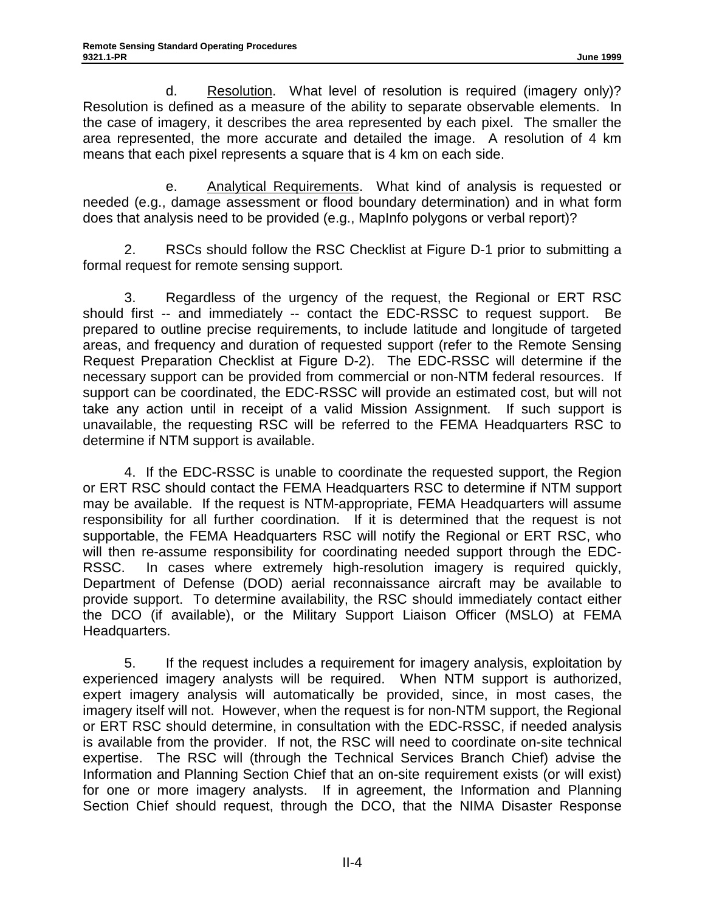d. Resolution. What level of resolution is required (imagery only)? Resolution is defined as a measure of the ability to separate observable elements. In the case of imagery, it describes the area represented by each pixel. The smaller the area represented, the more accurate and detailed the image. A resolution of 4 km means that each pixel represents a square that is 4 km on each side.

e. Analytical Requirements. What kind of analysis is requested or needed (e.g., damage assessment or flood boundary determination) and in what form does that analysis need to be provided (e.g., MapInfo polygons or verbal report)?

2. RSCs should follow the RSC Checklist at Figure D-1 prior to submitting a formal request for remote sensing support.

3. Regardless of the urgency of the request, the Regional or ERT RSC should first -- and immediately -- contact the EDC-RSSC to request support. Be prepared to outline precise requirements, to include latitude and longitude of targeted areas, and frequency and duration of requested support (refer to the Remote Sensing Request Preparation Checklist at Figure D-2). The EDC-RSSC will determine if the necessary support can be provided from commercial or non-NTM federal resources. If support can be coordinated, the EDC-RSSC will provide an estimated cost, but will not take any action until in receipt of a valid Mission Assignment. If such support is unavailable, the requesting RSC will be referred to the FEMA Headquarters RSC to determine if NTM support is available.

4. If the EDC-RSSC is unable to coordinate the requested support, the Region or ERT RSC should contact the FEMA Headquarters RSC to determine if NTM support may be available. If the request is NTM-appropriate, FEMA Headquarters will assume responsibility for all further coordination. If it is determined that the request is not supportable, the FEMA Headquarters RSC will notify the Regional or ERT RSC, who will then re-assume responsibility for coordinating needed support through the EDC-RSSC. In cases where extremely high-resolution imagery is required quickly, Department of Defense (DOD) aerial reconnaissance aircraft may be available to provide support. To determine availability, the RSC should immediately contact either the DCO (if available), or the Military Support Liaison Officer (MSLO) at FEMA Headquarters.

5. If the request includes a requirement for imagery analysis, exploitation by experienced imagery analysts will be required. When NTM support is authorized, expert imagery analysis will automatically be provided, since, in most cases, the imagery itself will not. However, when the request is for non-NTM support, the Regional or ERT RSC should determine, in consultation with the EDC-RSSC, if needed analysis is available from the provider. If not, the RSC will need to coordinate on-site technical expertise. The RSC will (through the Technical Services Branch Chief) advise the Information and Planning Section Chief that an on-site requirement exists (or will exist) for one or more imagery analysts. If in agreement, the Information and Planning Section Chief should request, through the DCO, that the NIMA Disaster Response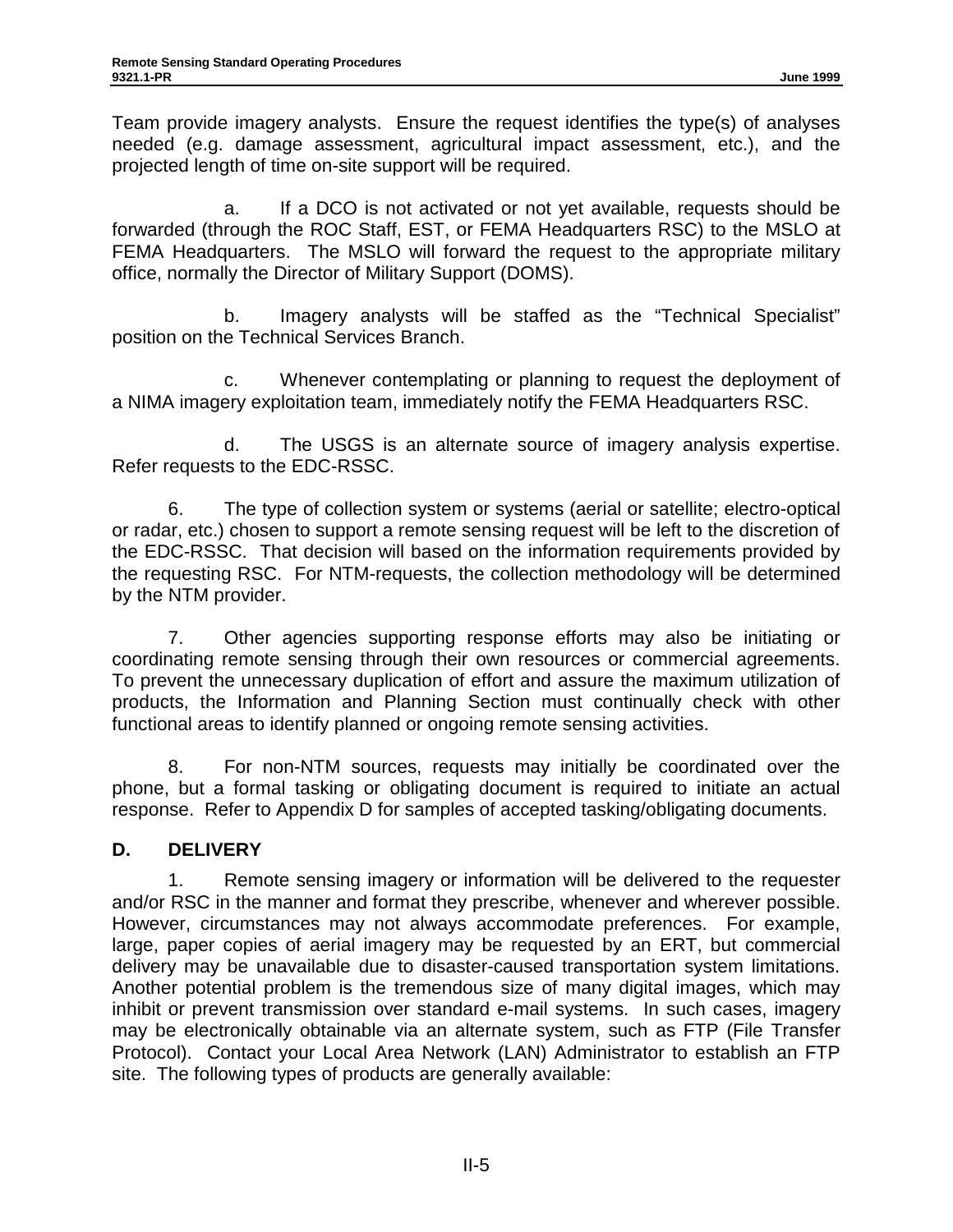Team provide imagery analysts. Ensure the request identifies the type(s) of analyses needed (e.g. damage assessment, agricultural impact assessment, etc.), and the projected length of time on-site support will be required.

a. If a DCO is not activated or not yet available, requests should be forwarded (through the ROC Staff, EST, or FEMA Headquarters RSC) to the MSLO at FEMA Headquarters. The MSLO will forward the request to the appropriate military office, normally the Director of Military Support (DOMS).

b. Imagery analysts will be staffed as the "Technical Specialist" position on the Technical Services Branch.

c. Whenever contemplating or planning to request the deployment of a NIMA imagery exploitation team, immediately notify the FEMA Headquarters RSC.

d. The USGS is an alternate source of imagery analysis expertise. Refer requests to the EDC-RSSC.

6. The type of collection system or systems (aerial or satellite; electro-optical or radar, etc.) chosen to support a remote sensing request will be left to the discretion of the EDC-RSSC. That decision will based on the information requirements provided by the requesting RSC. For NTM-requests, the collection methodology will be determined by the NTM provider.

7. Other agencies supporting response efforts may also be initiating or coordinating remote sensing through their own resources or commercial agreements. To prevent the unnecessary duplication of effort and assure the maximum utilization of products, the Information and Planning Section must continually check with other functional areas to identify planned or ongoing remote sensing activities.

8. For non-NTM sources, requests may initially be coordinated over the phone, but a formal tasking or obligating document is required to initiate an actual response. Refer to Appendix D for samples of accepted tasking/obligating documents.

## D. DELIVERY

1. Remote sensing imagery or information will be delivered to the requester and/or RSC in the manner and format they prescribe, whenever and wherever possible. However, circumstances may not always accommodate preferences. For example, large, paper copies of aerial imagery may be requested by an ERT, but commercial delivery may be unavailable due to disaster-caused transportation system limitations. Another potential problem is the tremendous size of many digital images, which may inhibit or prevent transmission over standard e-mail systems. In such cases, imagery may be electronically obtainable via an alternate system, such as FTP (File Transfer Protocol). Contact your Local Area Network (LAN) Administrator to establish an FTP site. The following types of products are generally available: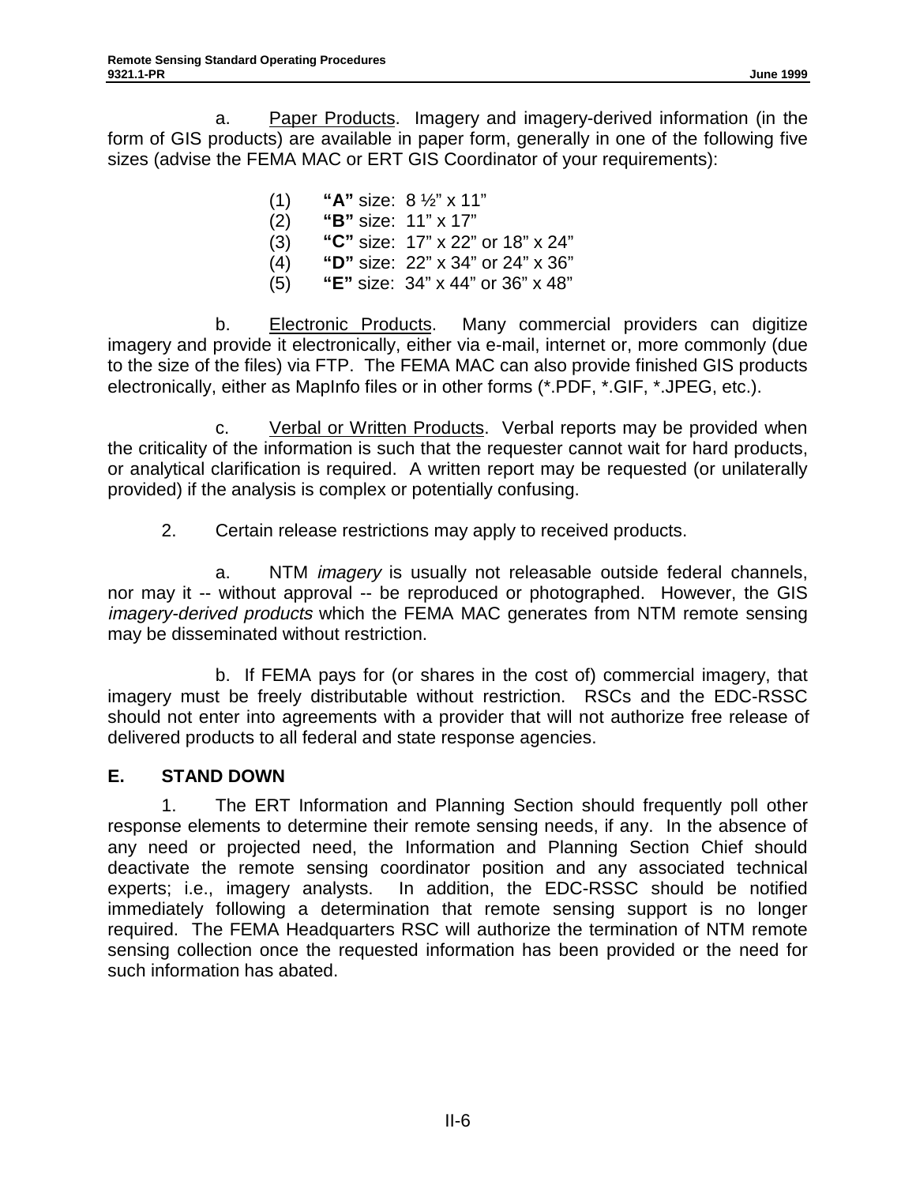a. <u>Paper Products</u>. Imagery and imagery-derived information (in the form of GIS products) are available in paper form, generally in one of the following five sizes (advise the FEMA MAC or ERT GIS Coordinator of your requirements):

(1) **"A"** size: 8 ½" x 11"
(2) **"B"** size: 11" x 17"
(3) **"C"** size: 17" x 22" or 18" x 24"
(4) **"D"** size: 22" x 34" or 24" x 36"
(5) **"E"** size: 34" x 44" or 36" x 48"

b. <u>Electronic Products</u>. Many commercial providers can digitize imagery and provide it electronically, either via e-mail, internet or, more commonly (due to the size of the files) via FTP. The FEMA MAC can also provide finished GIS products electronically, either as MapInfo files or in other forms (*.PDF, *.GIF, *.JPEG, etc.).

c. <u>Verbal or Written Products</u>. Verbal reports may be provided when the criticality of the information is such that the requester cannot wait for hard products, or analytical clarification is required. A written report may be requested (or unilaterally provided) if the analysis is complex or potentially confusing.

2. Certain release restrictions may apply to received products.

a. NTM *imagery* is usually not releasable outside federal channels, nor may it -- without approval -- be reproduced or photographed. However, the GIS *imagery-derived products* which the FEMA MAC generates from NTM remote sensing may be disseminated without restriction.

b. If FEMA pays for (or shares in the cost of) commercial imagery, that imagery must be freely distributable without restriction. RSCs and the EDC-RSSC should not enter into agreements with a provider that will not authorize free release of delivered products to all federal and state response agencies.

## E. STAND DOWN

1. The ERT Information and Planning Section should frequently poll other response elements to determine their remote sensing needs, if any. In the absence of any need or projected need, the Information and Planning Section Chief should deactivate the remote sensing coordinator position and any associated technical experts; i.e., imagery analysts. In addition, the EDC-RSSC should be notified immediately following a determination that remote sensing support is no longer required. The FEMA Headquarters RSC will authorize the termination of NTM remote sensing collection once the requested information has been provided or the need for such information has abated.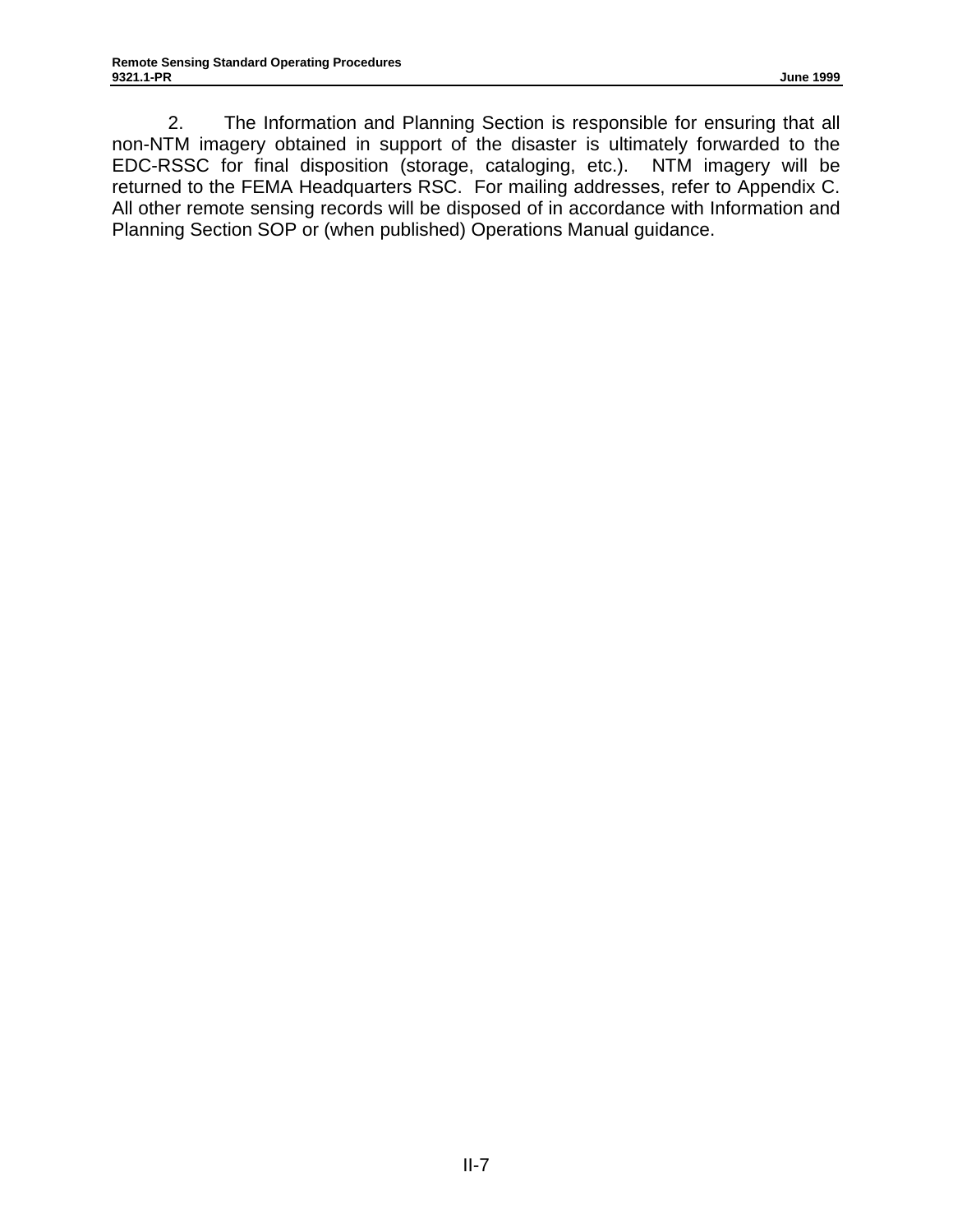2. The Information and Planning Section is responsible for ensuring that all non-NTM imagery obtained in support of the disaster is ultimately forwarded to the EDC-RSSC for final disposition (storage, cataloging, etc.). NTM imagery will be returned to the FEMA Headquarters RSC. For mailing addresses, refer to Appendix C. All other remote sensing records will be disposed of in accordance with Information and Planning Section SOP or (when published) Operations Manual guidance.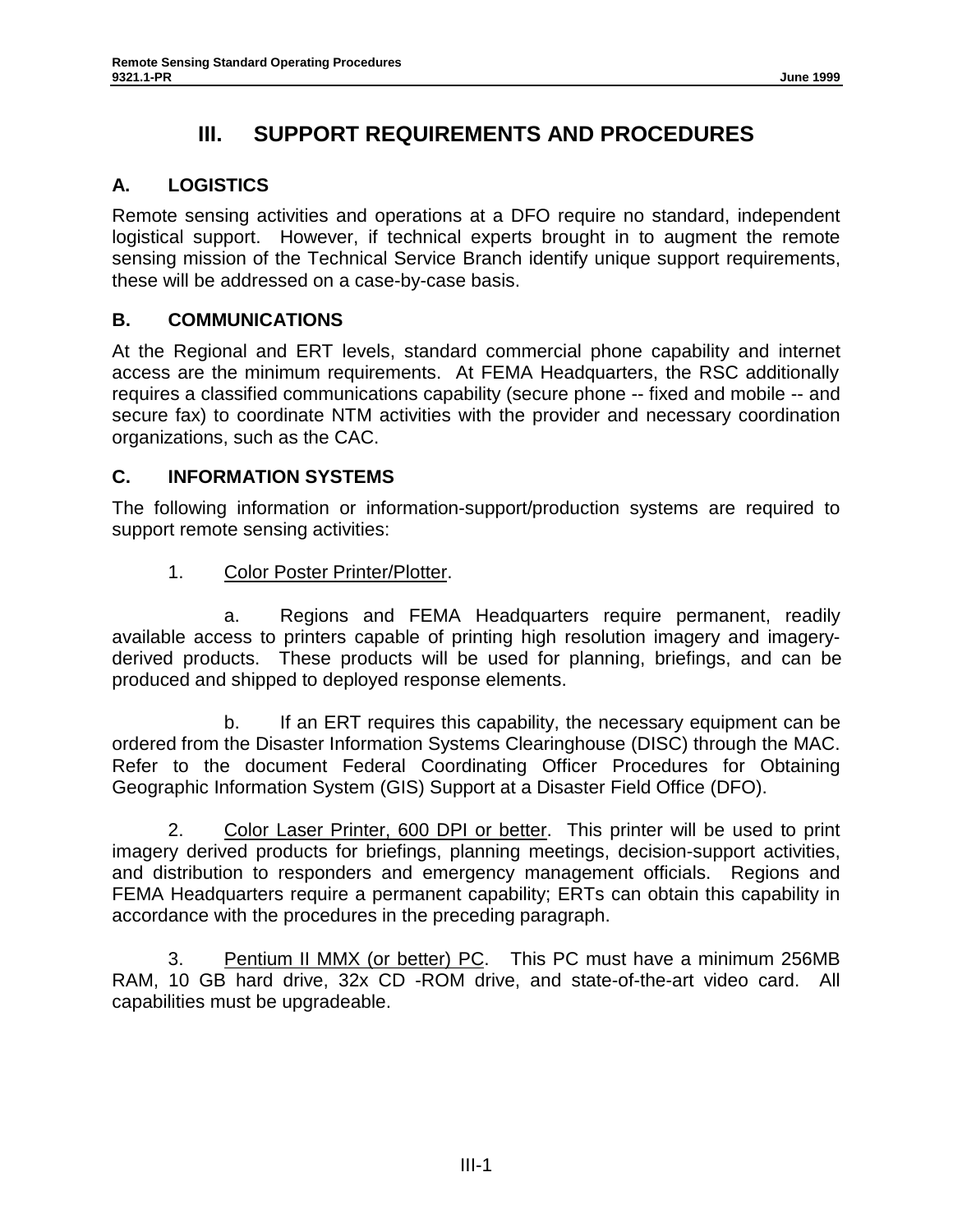# III. SUPPORT REQUIREMENTS AND PROCEDURES

## A. LOGISTICS

Remote sensing activities and operations at a DFO require no standard, independent logistical support. However, if technical experts brought in to augment the remote sensing mission of the Technical Service Branch identify unique support requirements, these will be addressed on a case-by-case basis.

## B. COMMUNICATIONS

At the Regional and ERT levels, standard commercial phone capability and internet access are the minimum requirements. At FEMA Headquarters, the RSC additionally requires a classified communications capability (secure phone -- fixed and mobile -- and secure fax) to coordinate NTM activities with the provider and necessary coordination organizations, such as the CAC.

## C. INFORMATION SYSTEMS

The following information or information-support/production systems are required to support remote sensing activities:

1. <u>Color Poster Printer/Plotter</u>.

   a. Regions and FEMA Headquarters require permanent, readily available access to printers capable of printing high resolution imagery and imagery-derived products. These products will be used for planning, briefings, and can be produced and shipped to deployed response elements.

   b. If an ERT requires this capability, the necessary equipment can be ordered from the Disaster Information Systems Clearinghouse (DISC) through the MAC. Refer to the document Federal Coordinating Officer Procedures for Obtaining Geographic Information System (GIS) Support at a Disaster Field Office (DFO).

2. <u>Color Laser Printer, 600 DPI or better</u>. This printer will be used to print imagery derived products for briefings, planning meetings, decision-support activities, and distribution to responders and emergency management officials. Regions and FEMA Headquarters require a permanent capability; ERTs can obtain this capability in accordance with the procedures in the preceding paragraph.

3. <u>Pentium II MMX (or better) PC</u>. This PC must have a minimum 256MB RAM, 10 GB hard drive, 32x CD -ROM drive, and state-of-the-art video card. All capabilities must be upgradeable.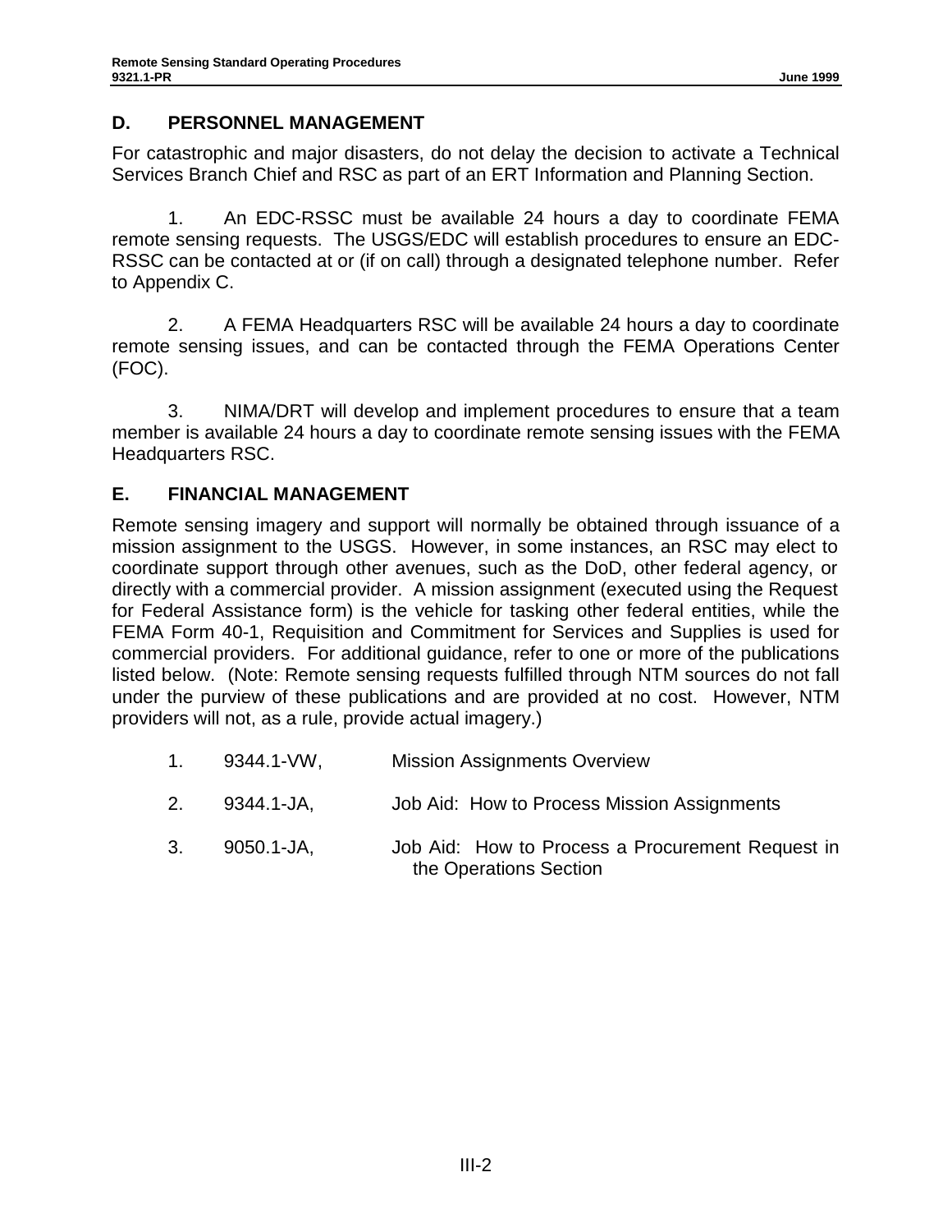## D. PERSONNEL MANAGEMENT

For catastrophic and major disasters, do not delay the decision to activate a Technical Services Branch Chief and RSC as part of an ERT Information and Planning Section.

1. An EDC-RSSC must be available 24 hours a day to coordinate FEMA remote sensing requests. The USGS/EDC will establish procedures to ensure an EDC-RSSC can be contacted at or (if on call) through a designated telephone number. Refer to Appendix C.

2. A FEMA Headquarters RSC will be available 24 hours a day to coordinate remote sensing issues, and can be contacted through the FEMA Operations Center (FOC).

3. NIMA/DRT will develop and implement procedures to ensure that a team member is available 24 hours a day to coordinate remote sensing issues with the FEMA Headquarters RSC.

## E. FINANCIAL MANAGEMENT

Remote sensing imagery and support will normally be obtained through issuance of a mission assignment to the USGS. However, in some instances, an RSC may elect to coordinate support through other avenues, such as the DoD, other federal agency, or directly with a commercial provider. A mission assignment (executed using the Request for Federal Assistance form) is the vehicle for tasking other federal entities, while the FEMA Form 40-1, Requisition and Commitment for Services and Supplies is used for commercial providers. For additional guidance, refer to one or more of the publications listed below. (Note: Remote sensing requests fulfilled through NTM sources do not fall under the purview of these publications and are provided at no cost. However, NTM providers will not, as a rule, provide actual imagery.)

1. 9344.1-VW, Mission Assignments Overview
2. 9344.1-JA, Job Aid: How to Process Mission Assignments
3. 9050.1-JA, Job Aid: How to Process a Procurement Request in the Operations Section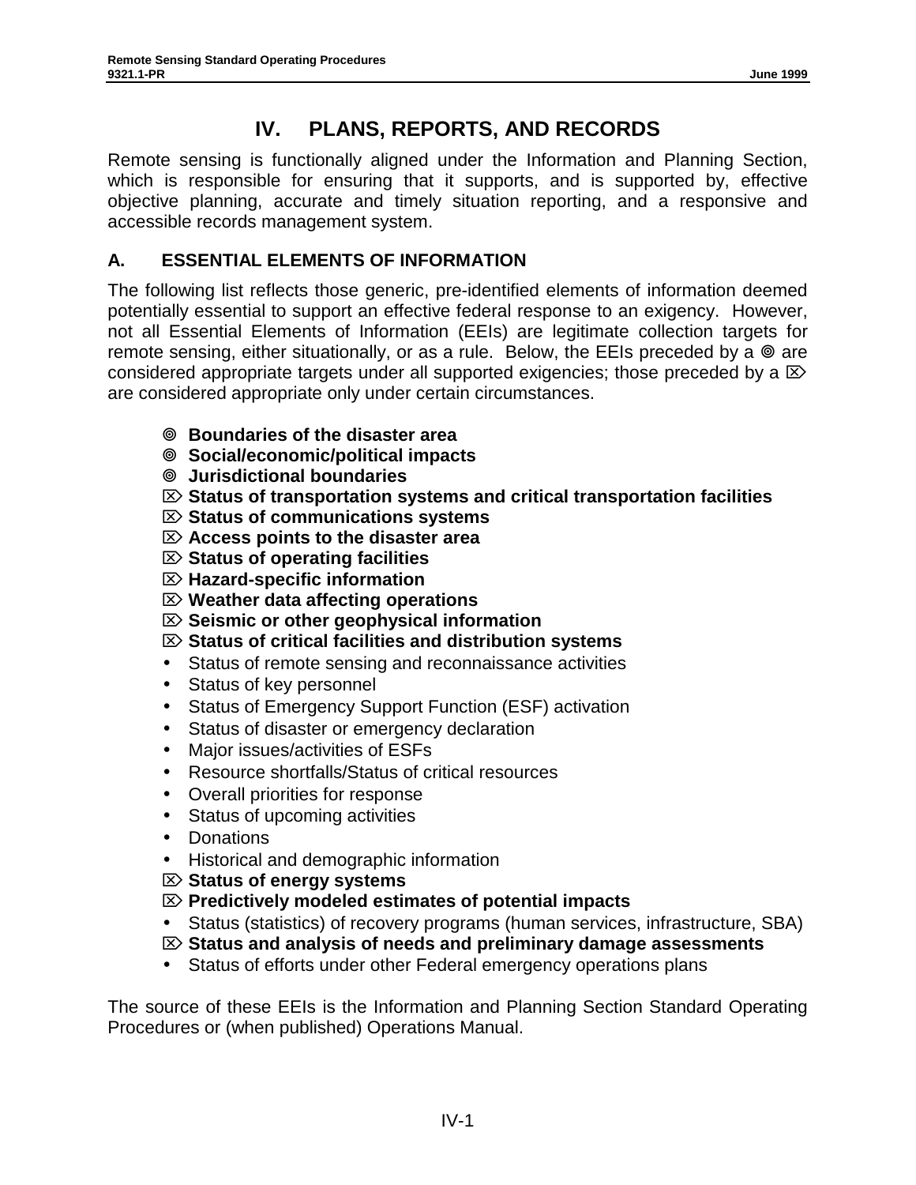# IV. PLANS, REPORTS, AND RECORDS

Remote sensing is functionally aligned under the Information and Planning Section, which is responsible for ensuring that it supports, and is supported by, effective objective planning, accurate and timely situation reporting, and a responsive and accessible records management system.

## A. ESSENTIAL ELEMENTS OF INFORMATION

The following list reflects those generic, pre-identified elements of information deemed potentially essential to support an effective federal response to an exigency. However, not all Essential Elements of Information (EEIs) are legitimate collection targets for remote sensing, either situationally, or as a rule. Below, the EEIs preceded by a ◎ are considered appropriate targets under all supported exigencies; those preceded by a ⌦ are considered appropriate only under certain circumstances.

- ◎ **Boundaries of the disaster area**
- ◎ **Social/economic/political impacts**
- ◎ **Jurisdictional boundaries**
- ⌦ **Status of transportation systems and critical transportation facilities**
- ⌦ **Status of communications systems**
- ⌦ **Access points to the disaster area**
- ⌦ **Status of operating facilities**
- ⌦ **Hazard-specific information**
- ⌦ **Weather data affecting operations**
- ⌦ **Seismic or other geophysical information**
- ⌦ **Status of critical facilities and distribution systems**
- Status of remote sensing and reconnaissance activities
- Status of key personnel
- Status of Emergency Support Function (ESF) activation
- Status of disaster or emergency declaration
- Major issues/activities of ESFs
- Resource shortfalls/Status of critical resources
- Overall priorities for response
- Status of upcoming activities
- Donations
- Historical and demographic information
- ⌦ **Status of energy systems**
- ⌦ **Predictively modeled estimates of potential impacts**
- Status (statistics) of recovery programs (human services, infrastructure, SBA)
- ⌦ **Status and analysis of needs and preliminary damage assessments**
- Status of efforts under other Federal emergency operations plans

The source of these EEIs is the Information and Planning Section Standard Operating Procedures or (when published) Operations Manual.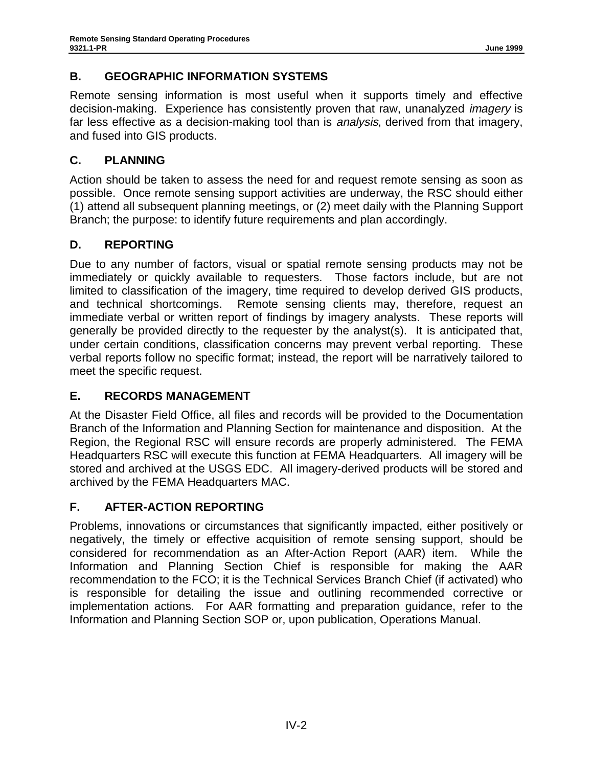## B. GEOGRAPHIC INFORMATION SYSTEMS

Remote sensing information is most useful when it supports timely and effective decision-making. Experience has consistently proven that raw, unanalyzed *imagery* is far less effective as a decision-making tool than is *analysis*, derived from that imagery, and fused into GIS products.

## C. PLANNING

Action should be taken to assess the need for and request remote sensing as soon as possible. Once remote sensing support activities are underway, the RSC should either (1) attend all subsequent planning meetings, or (2) meet daily with the Planning Support Branch; the purpose: to identify future requirements and plan accordingly.

## D. REPORTING

Due to any number of factors, visual or spatial remote sensing products may not be immediately or quickly available to requesters. Those factors include, but are not limited to classification of the imagery, time required to develop derived GIS products, and technical shortcomings. Remote sensing clients may, therefore, request an immediate verbal or written report of findings by imagery analysts. These reports will generally be provided directly to the requester by the analyst(s). It is anticipated that, under certain conditions, classification concerns may prevent verbal reporting. These verbal reports follow no specific format; instead, the report will be narratively tailored to meet the specific request.

## E. RECORDS MANAGEMENT

At the Disaster Field Office, all files and records will be provided to the Documentation Branch of the Information and Planning Section for maintenance and disposition. At the Region, the Regional RSC will ensure records are properly administered. The FEMA Headquarters RSC will execute this function at FEMA Headquarters. All imagery will be stored and archived at the USGS EDC. All imagery-derived products will be stored and archived by the FEMA Headquarters MAC.

## F. AFTER-ACTION REPORTING

Problems, innovations or circumstances that significantly impacted, either positively or negatively, the timely or effective acquisition of remote sensing support, should be considered for recommendation as an After-Action Report (AAR) item. While the Information and Planning Section Chief is responsible for making the AAR recommendation to the FCO; it is the Technical Services Branch Chief (if activated) who is responsible for detailing the issue and outlining recommended corrective or implementation actions. For AAR formatting and preparation guidance, refer to the Information and Planning Section SOP or, upon publication, Operations Manual.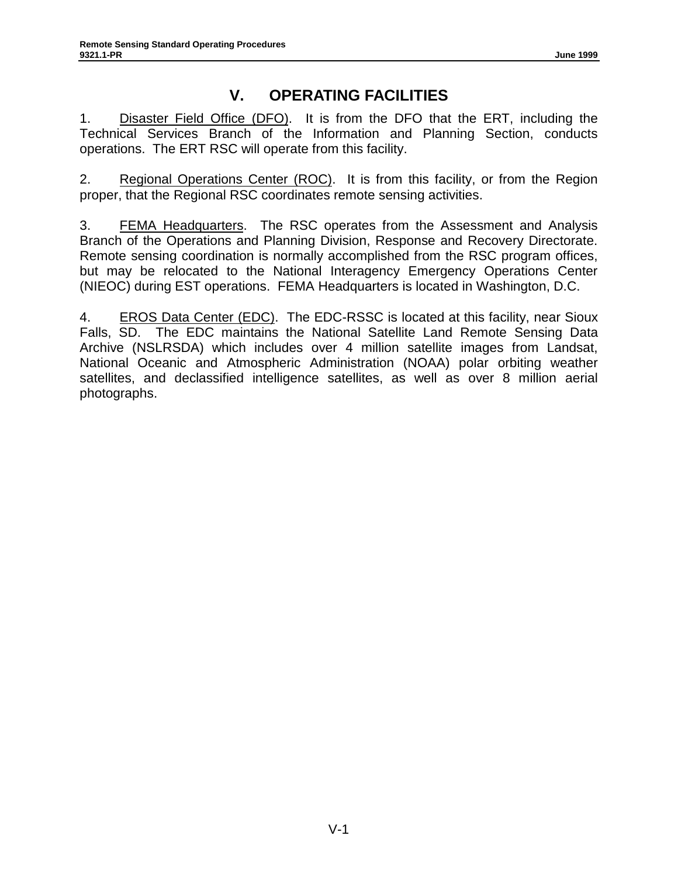# V. OPERATING FACILITIES

1. Disaster Field Office (DFO). It is from the DFO that the ERT, including the Technical Services Branch of the Information and Planning Section, conducts operations. The ERT RSC will operate from this facility.

2. Regional Operations Center (ROC). It is from this facility, or from the Region proper, that the Regional RSC coordinates remote sensing activities.

3. FEMA Headquarters. The RSC operates from the Assessment and Analysis Branch of the Operations and Planning Division, Response and Recovery Directorate. Remote sensing coordination is normally accomplished from the RSC program offices, but may be relocated to the National Interagency Emergency Operations Center (NIEOC) during EST operations. FEMA Headquarters is located in Washington, D.C.

4. EROS Data Center (EDC). The EDC-RSSC is located at this facility, near Sioux Falls, SD. The EDC maintains the National Satellite Land Remote Sensing Data Archive (NSLRSDA) which includes over 4 million satellite images from Landsat, National Oceanic and Atmospheric Administration (NOAA) polar orbiting weather satellites, and declassified intelligence satellites, as well as over 8 million aerial photographs.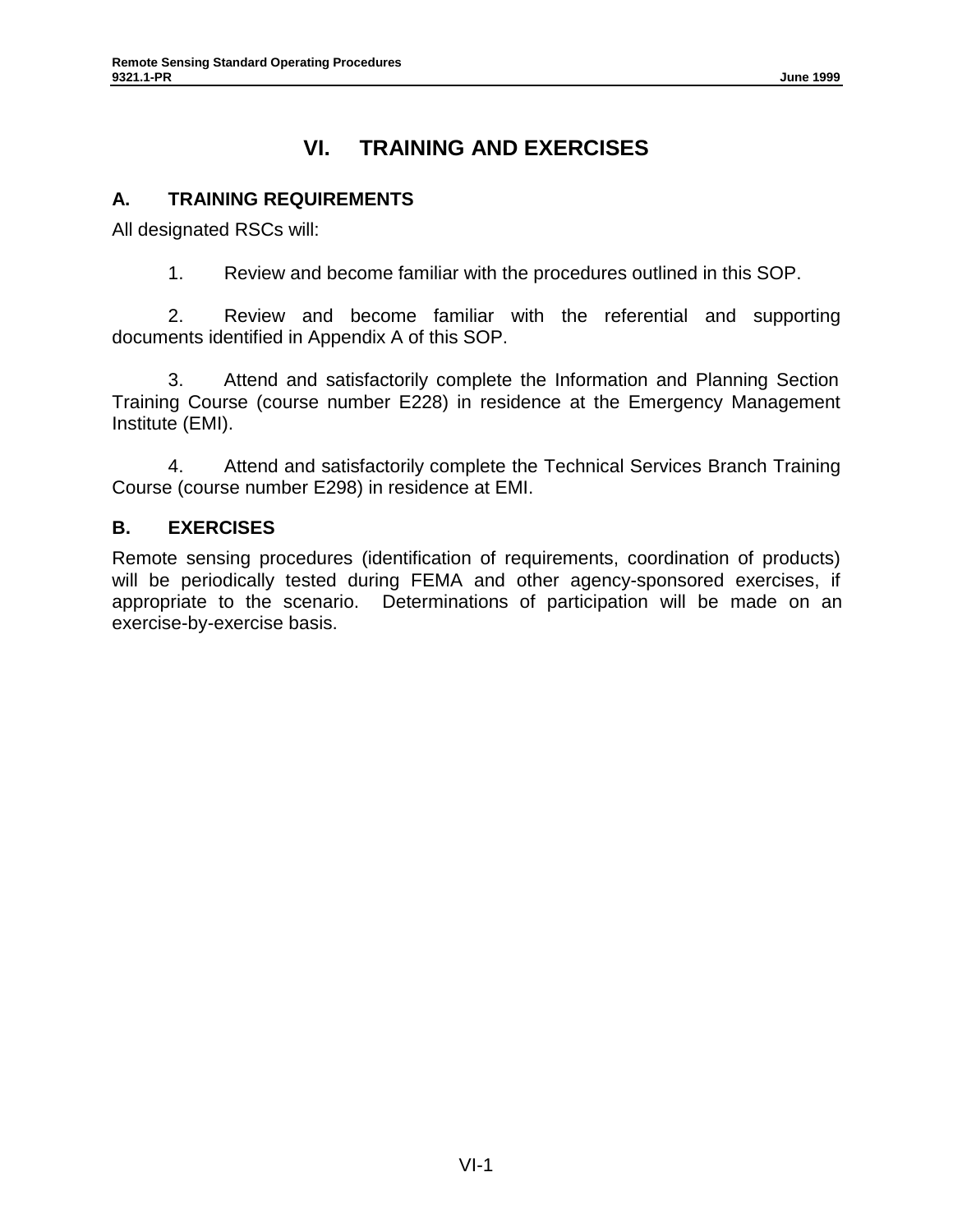# VI. TRAINING AND EXERCISES

## A. TRAINING REQUIREMENTS

All designated RSCs will:

1. Review and become familiar with the procedures outlined in this SOP.

2. Review and become familiar with the referential and supporting documents identified in Appendix A of this SOP.

3. Attend and satisfactorily complete the Information and Planning Section Training Course (course number E228) in residence at the Emergency Management Institute (EMI).

4. Attend and satisfactorily complete the Technical Services Branch Training Course (course number E298) in residence at EMI.

## B. EXERCISES

Remote sensing procedures (identification of requirements, coordination of products) will be periodically tested during FEMA and other agency-sponsored exercises, if appropriate to the scenario. Determinations of participation will be made on an exercise-by-exercise basis.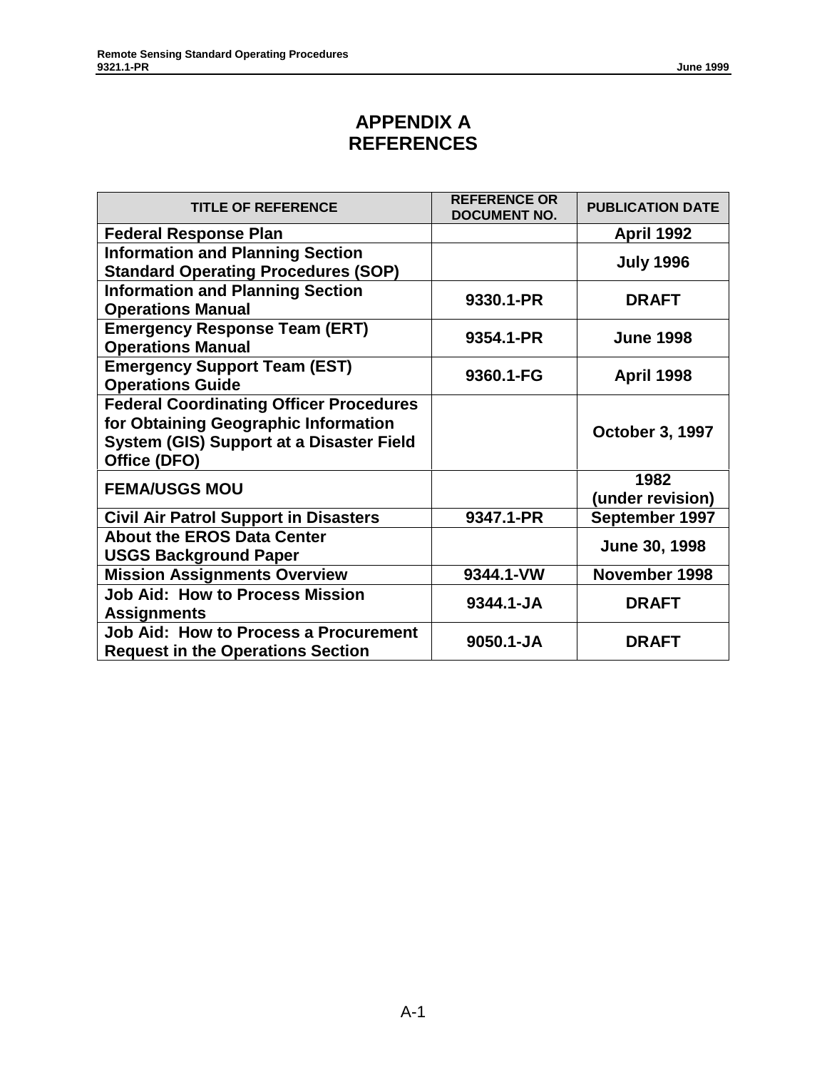# APPENDIX A
# REFERENCES

| TITLE OF REFERENCE | REFERENCE OR DOCUMENT NO. | PUBLICATION DATE |
|---|---|---|
| **Federal Response Plan** | | **April 1992** |
| **Information and Planning Section Standard Operating Procedures (SOP)** | | **July 1996** |
| **Information and Planning Section Operations Manual** | **9330.1-PR** | **DRAFT** |
| **Emergency Response Team (ERT) Operations Manual** | **9354.1-PR** | **June 1998** |
| **Emergency Support Team (EST) Operations Guide** | **9360.1-FG** | **April 1998** |
| **Federal Coordinating Officer Procedures for Obtaining Geographic Information System (GIS) Support at a Disaster Field Office (DFO)** | | **October 3, 1997** |
| **FEMA/USGS MOU** | | **1982 (under revision)** |
| **Civil Air Patrol Support in Disasters** | **9347.1-PR** | **September 1997** |
| **About the EROS Data Center USGS Background Paper** | | **June 30, 1998** |
| **Mission Assignments Overview** | **9344.1-VW** | **November 1998** |
| **Job Aid: How to Process Mission Assignments** | **9344.1-JA** | **DRAFT** |
| **Job Aid: How to Process a Procurement Request in the Operations Section** | **9050.1-JA** | **DRAFT** |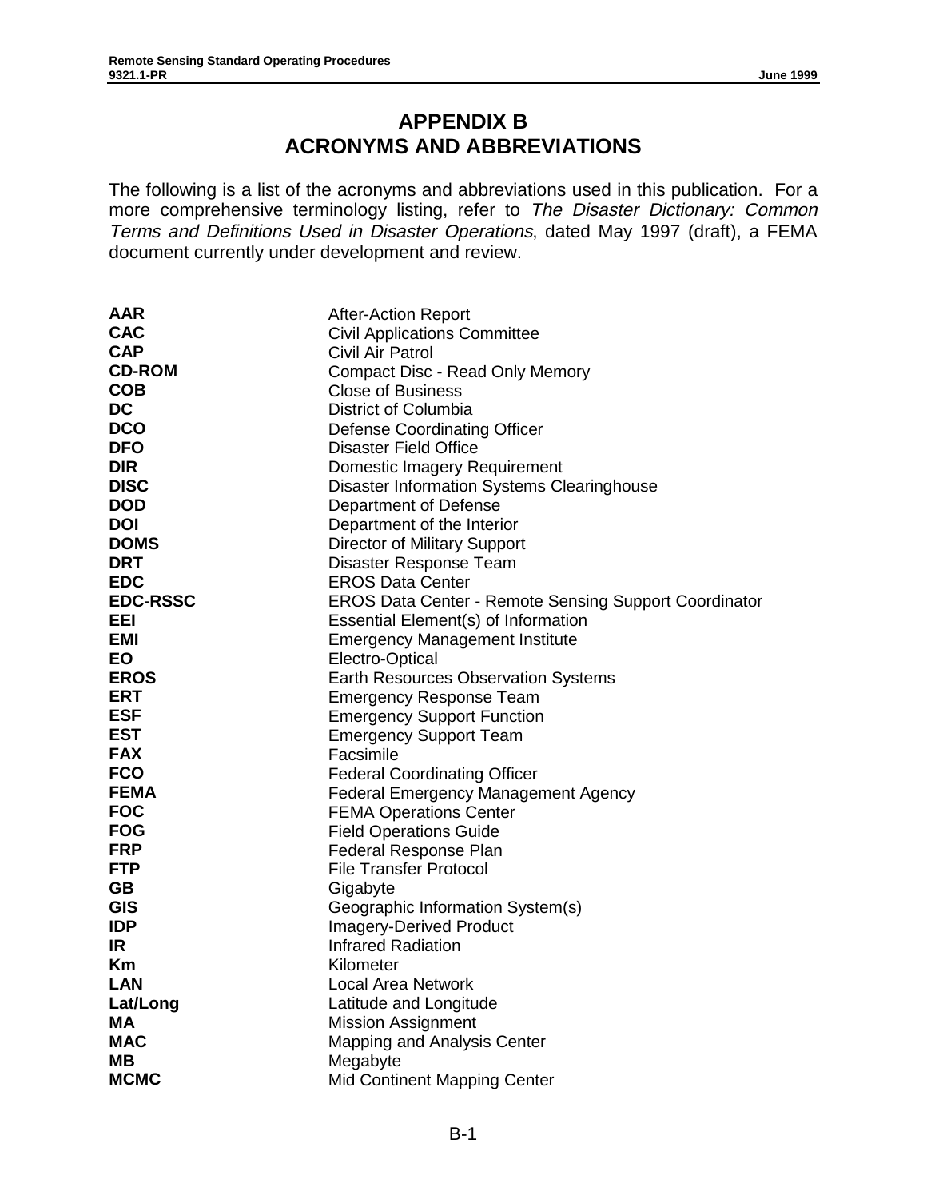# APPENDIX B
# ACRONYMS AND ABBREVIATIONS

The following is a list of the acronyms and abbreviations used in this publication. For a more comprehensive terminology listing, refer to *The Disaster Dictionary: Common Terms and Definitions Used in Disaster Operations*, dated May 1997 (draft), a FEMA document currently under development and review.

| | |
|---|---|
| **AAR** | After-Action Report |
| **CAC** | Civil Applications Committee |
| **CAP** | Civil Air Patrol |
| **CD-ROM** | Compact Disc - Read Only Memory |
| **COB** | Close of Business |
| **DC** | District of Columbia |
| **DCO** | Defense Coordinating Officer |
| **DFO** | Disaster Field Office |
| **DIR** | Domestic Imagery Requirement |
| **DISC** | Disaster Information Systems Clearinghouse |
| **DOD** | Department of Defense |
| **DOI** | Department of the Interior |
| **DOMS** | Director of Military Support |
| **DRT** | Disaster Response Team |
| **EDC** | EROS Data Center |
| **EDC-RSSC** | EROS Data Center - Remote Sensing Support Coordinator |
| **EEI** | Essential Element(s) of Information |
| **EMI** | Emergency Management Institute |
| **EO** | Electro-Optical |
| **EROS** | Earth Resources Observation Systems |
| **ERT** | Emergency Response Team |
| **ESF** | Emergency Support Function |
| **EST** | Emergency Support Team |
| **FAX** | Facsimile |
| **FCO** | Federal Coordinating Officer |
| **FEMA** | Federal Emergency Management Agency |
| **FOC** | FEMA Operations Center |
| **FOG** | Field Operations Guide |
| **FRP** | Federal Response Plan |
| **FTP** | File Transfer Protocol |
| **GB** | Gigabyte |
| **GIS** | Geographic Information System(s) |
| **IDP** | Imagery-Derived Product |
| **IR** | Infrared Radiation |
| **Km** | Kilometer |
| **LAN** | Local Area Network |
| **Lat/Long** | Latitude and Longitude |
| **MA** | Mission Assignment |
| **MAC** | Mapping and Analysis Center |
| **MB** | Megabyte |
| **MCMC** | Mid Continent Mapping Center |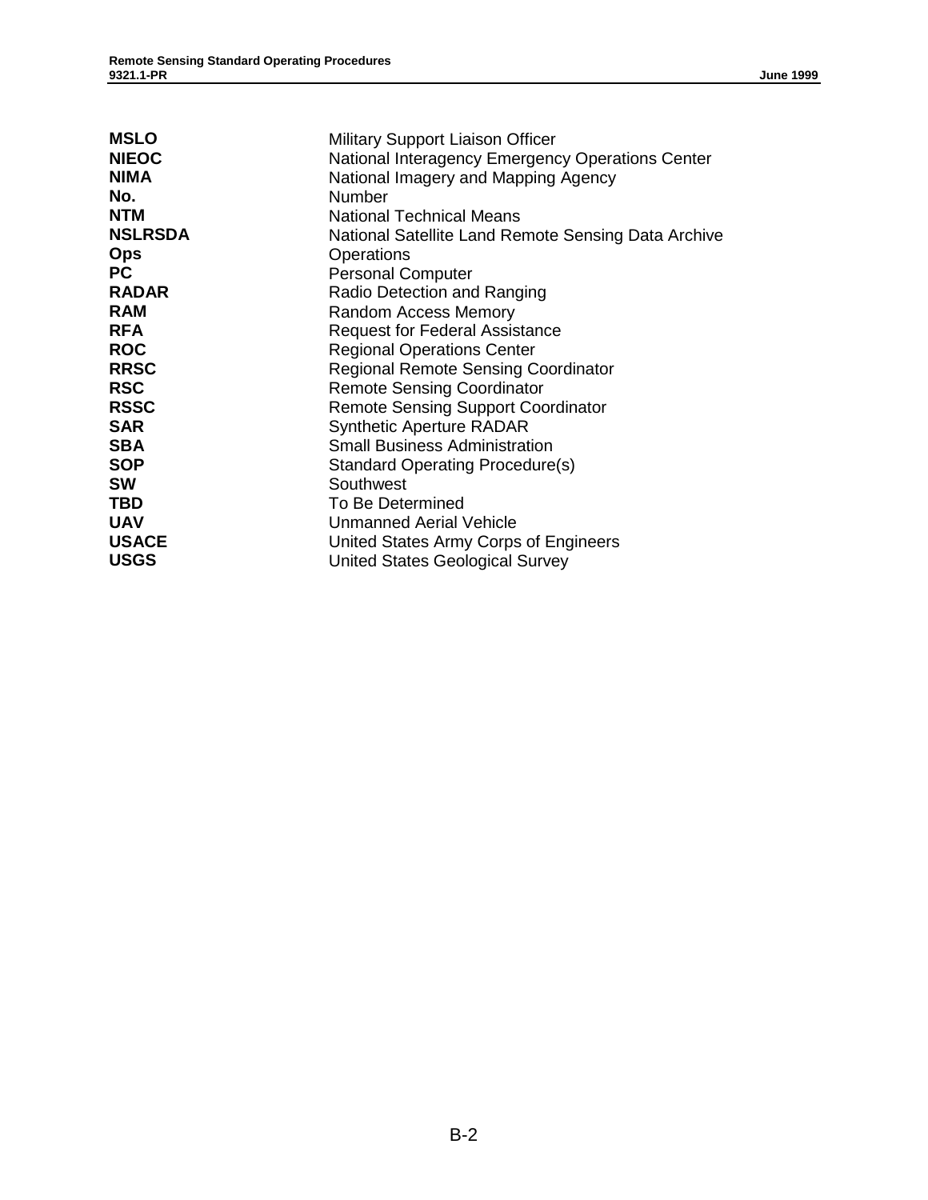| | |
|---|---|
| **MSLO** | Military Support Liaison Officer |
| **NIEOC** | National Interagency Emergency Operations Center |
| **NIMA** | National Imagery and Mapping Agency |
| **No.** | Number |
| **NTM** | National Technical Means |
| **NSLRSDA** | National Satellite Land Remote Sensing Data Archive |
| **Ops** | Operations |
| **PC** | Personal Computer |
| **RADAR** | Radio Detection and Ranging |
| **RAM** | Random Access Memory |
| **RFA** | Request for Federal Assistance |
| **ROC** | Regional Operations Center |
| **RRSC** | Regional Remote Sensing Coordinator |
| **RSC** | Remote Sensing Coordinator |
| **RSSC** | Remote Sensing Support Coordinator |
| **SAR** | Synthetic Aperture RADAR |
| **SBA** | Small Business Administration |
| **SOP** | Standard Operating Procedure(s) |
| **SW** | Southwest |
| **TBD** | To Be Determined |
| **UAV** | Unmanned Aerial Vehicle |
| **USACE** | United States Army Corps of Engineers |
| **USGS** | United States Geological Survey |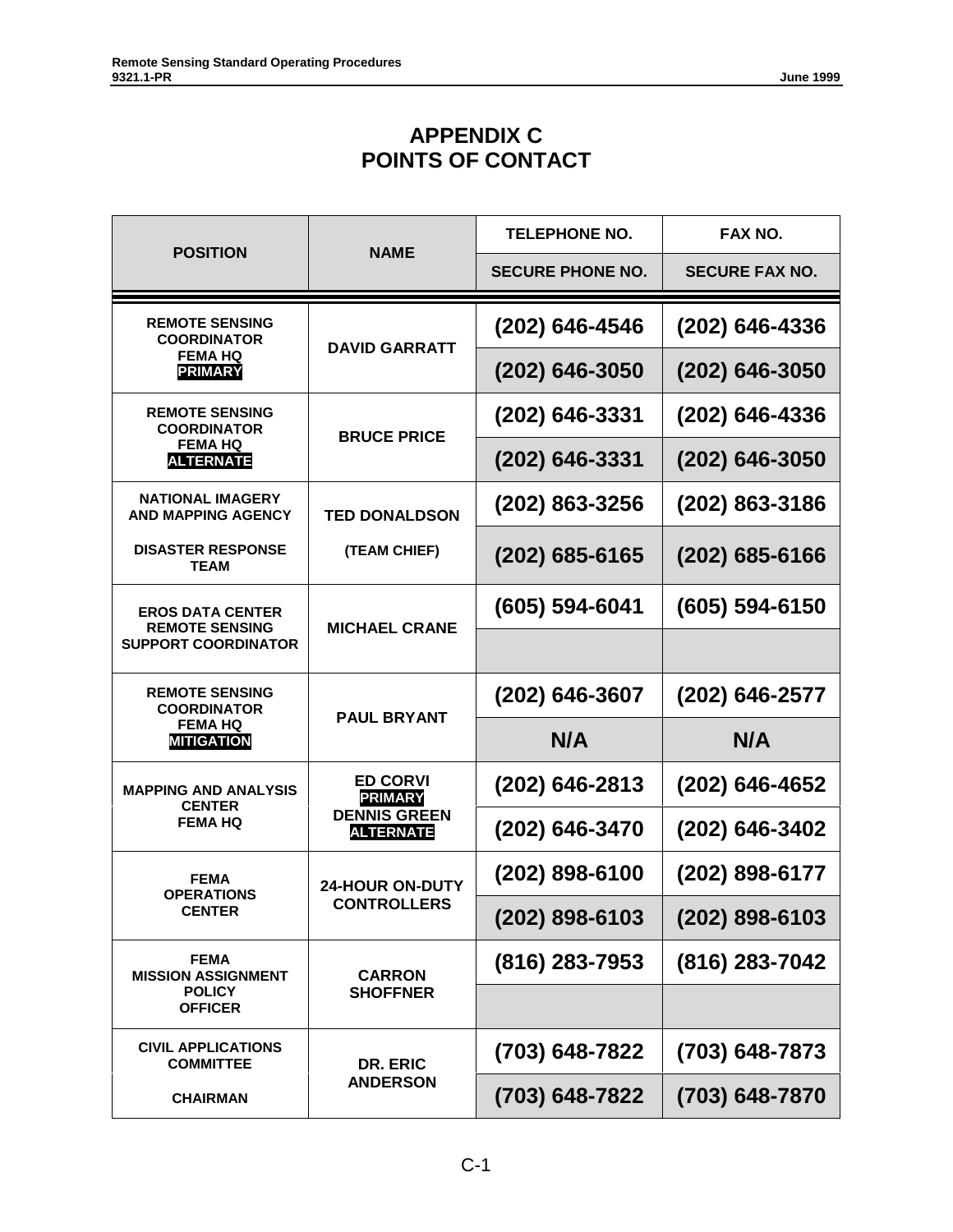# APPENDIX C
# POINTS OF CONTACT

| POSITION | NAME | TELEPHONE NO. / SECURE PHONE NO. | FAX NO. / SECURE FAX NO. |
|---|---|---|---|
| REMOTE SENSING COORDINATOR FEMA HQ **PRIMARY** | DAVID GARRATT | (202) 646-4546 | (202) 646-4336 |
| | | (202) 646-3050 | (202) 646-3050 |
| REMOTE SENSING COORDINATOR FEMA HQ **ALTERNATE** | BRUCE PRICE | (202) 646-3331 | (202) 646-4336 |
| | | (202) 646-3331 | (202) 646-3050 |
| NATIONAL IMAGERY AND MAPPING AGENCY | TED DONALDSON | (202) 863-3256 | (202) 863-3186 |
| DISASTER RESPONSE TEAM | (TEAM CHIEF) | (202) 685-6165 | (202) 685-6166 |
| EROS DATA CENTER REMOTE SENSING SUPPORT COORDINATOR | MICHAEL CRANE | (605) 594-6041 | (605) 594-6150 |
| | | | |
| REMOTE SENSING COORDINATOR FEMA HQ **MITIGATION** | PAUL BRYANT | (202) 646-3607 | (202) 646-2577 |
| | | N/A | N/A |
| MAPPING AND ANALYSIS CENTER FEMA HQ | ED CORVI **PRIMARY** | (202) 646-2813 | (202) 646-4652 |
| | DENNIS GREEN **ALTERNATE** | (202) 646-3470 | (202) 646-3402 |
| FEMA OPERATIONS CENTER | 24-HOUR ON-DUTY CONTROLLERS | (202) 898-6100 | (202) 898-6177 |
| | | (202) 898-6103 | (202) 898-6103 |
| FEMA MISSION ASSIGNMENT POLICY OFFICER | CARRON SHOFFNER | (816) 283-7953 | (816) 283-7042 |
| | | | |
| CIVIL APPLICATIONS COMMITTEE | DR. ERIC ANDERSON | (703) 648-7822 | (703) 648-7873 |
| CHAIRMAN | | (703) 648-7822 | (703) 648-7870 |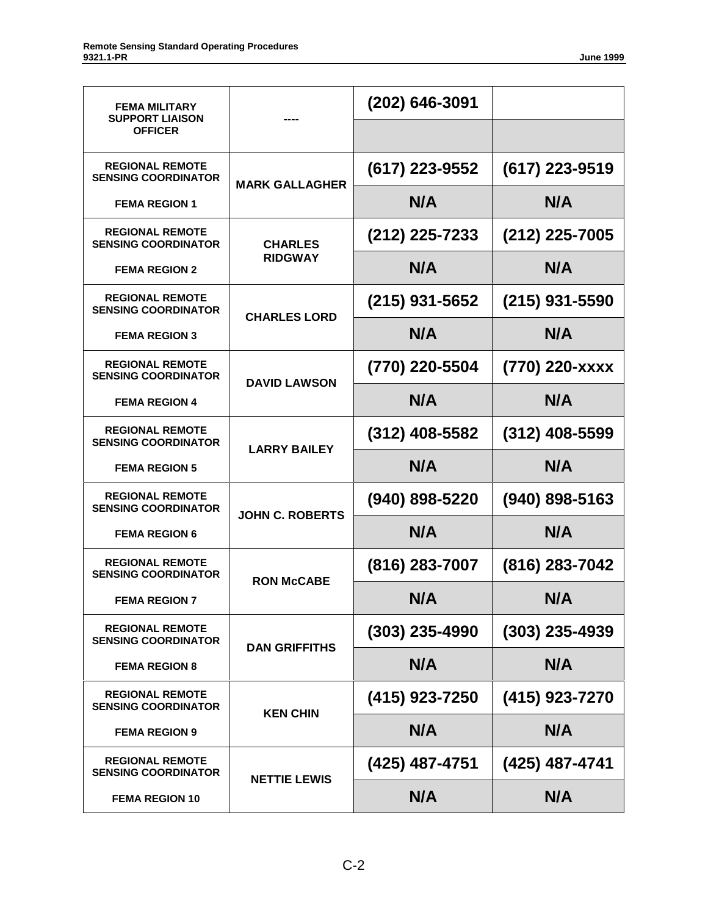| | | | |
|---|---|---|---|
| FEMA MILITARY SUPPORT LIAISON OFFICER | ---- | (202) 646-3091 | |
| | | | |
| REGIONAL REMOTE SENSING COORDINATOR<br>FEMA REGION 1 | MARK GALLAGHER | (617) 223-9552 | (617) 223-9519 |
| | | N/A | N/A |
| REGIONAL REMOTE SENSING COORDINATOR<br>FEMA REGION 2 | CHARLES RIDGWAY | (212) 225-7233 | (212) 225-7005 |
| | | N/A | N/A |
| REGIONAL REMOTE SENSING COORDINATOR<br>FEMA REGION 3 | CHARLES LORD | (215) 931-5652 | (215) 931-5590 |
| | | N/A | N/A |
| REGIONAL REMOTE SENSING COORDINATOR<br>FEMA REGION 4 | DAVID LAWSON | (770) 220-5504 | (770) 220-xxxx |
| | | N/A | N/A |
| REGIONAL REMOTE SENSING COORDINATOR<br>FEMA REGION 5 | LARRY BAILEY | (312) 408-5582 | (312) 408-5599 |
| | | N/A | N/A |
| REGIONAL REMOTE SENSING COORDINATOR<br>FEMA REGION 6 | JOHN C. ROBERTS | (940) 898-5220 | (940) 898-5163 |
| | | N/A | N/A |
| REGIONAL REMOTE SENSING COORDINATOR<br>FEMA REGION 7 | RON McCABE | (816) 283-7007 | (816) 283-7042 |
| | | N/A | N/A |
| REGIONAL REMOTE SENSING COORDINATOR<br>FEMA REGION 8 | DAN GRIFFITHS | (303) 235-4990 | (303) 235-4939 |
| | | N/A | N/A |
| REGIONAL REMOTE SENSING COORDINATOR<br>FEMA REGION 9 | KEN CHIN | (415) 923-7250 | (415) 923-7270 |
| | | N/A | N/A |
| REGIONAL REMOTE SENSING COORDINATOR<br>FEMA REGION 10 | NETTIE LEWIS | (425) 487-4751 | (425) 487-4741 |
| | | N/A | N/A |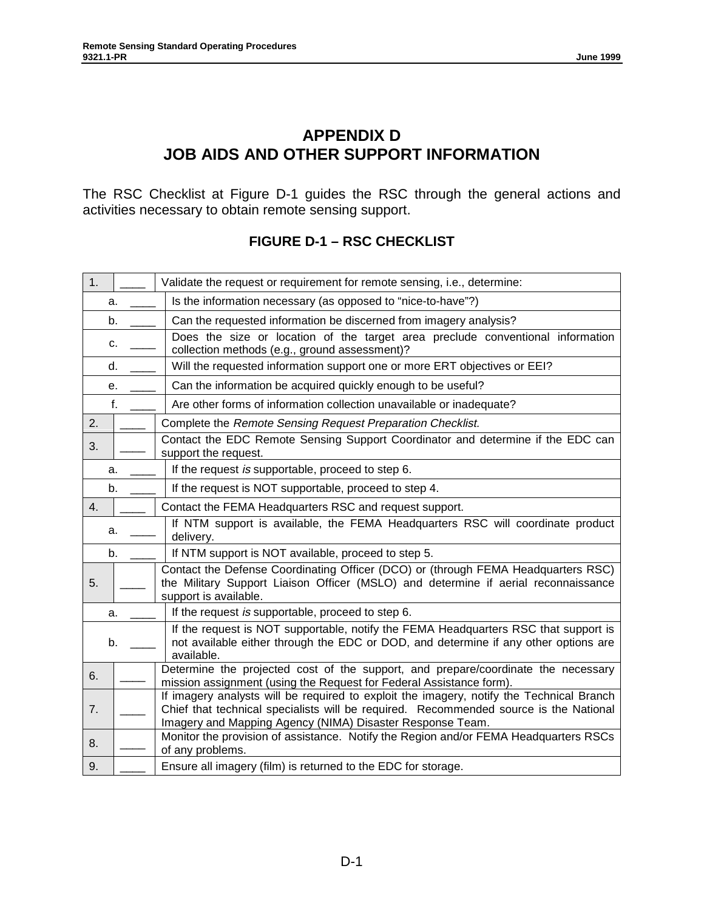# APPENDIX D
# JOB AIDS AND OTHER SUPPORT INFORMATION

The RSC Checklist at Figure D-1 guides the RSC through the general actions and activities necessary to obtain remote sensing support.

### FIGURE D-1 – RSC CHECKLIST

| | | |
|---|---|---|
| 1. | ____ | Validate the request or requirement for remote sensing, i.e., determine: |
| a. | ____ | Is the information necessary (as opposed to "nice-to-have"?) |
| b. | ____ | Can the requested information be discerned from imagery analysis? |
| c. | ____ | Does the size or location of the target area preclude conventional information collection methods (e.g., ground assessment)? |
| d. | ____ | Will the requested information support one or more ERT objectives or EEI? |
| e. | ____ | Can the information be acquired quickly enough to be useful? |
| f. | ____ | Are other forms of information collection unavailable or inadequate? |
| 2. | ____ | Complete the *Remote Sensing Request Preparation Checklist.* |
| 3. | ____ | Contact the EDC Remote Sensing Support Coordinator and determine if the EDC can support the request. |
| a. | ____ | If the request *is* supportable, proceed to step 6. |
| b. | ____ | If the request is NOT supportable, proceed to step 4. |
| 4. | ____ | Contact the FEMA Headquarters RSC and request support. |
| a. | ____ | If NTM support is available, the FEMA Headquarters RSC will coordinate product delivery. |
| b. | ____ | If NTM support is NOT available, proceed to step 5. |
| 5. | ____ | Contact the Defense Coordinating Officer (DCO) or (through FEMA Headquarters RSC) the Military Support Liaison Officer (MSLO) and determine if aerial reconnaissance support is available. |
| a. | ____ | If the request *is* supportable, proceed to step 6. |
| b. | ____ | If the request is NOT supportable, notify the FEMA Headquarters RSC that support is not available either through the EDC or DOD, and determine if any other options are available. |
| 6. | ____ | Determine the projected cost of the support, and prepare/coordinate the necessary mission assignment (using the Request for Federal Assistance form). |
| 7. | ____ | If imagery analysts will be required to exploit the imagery, notify the Technical Branch Chief that technical specialists will be required. Recommended source is the National Imagery and Mapping Agency (NIMA) Disaster Response Team. |
| 8. | ____ | Monitor the provision of assistance. Notify the Region and/or FEMA Headquarters RSCs of any problems. |
| 9. | ____ | Ensure all imagery (film) is returned to the EDC for storage. |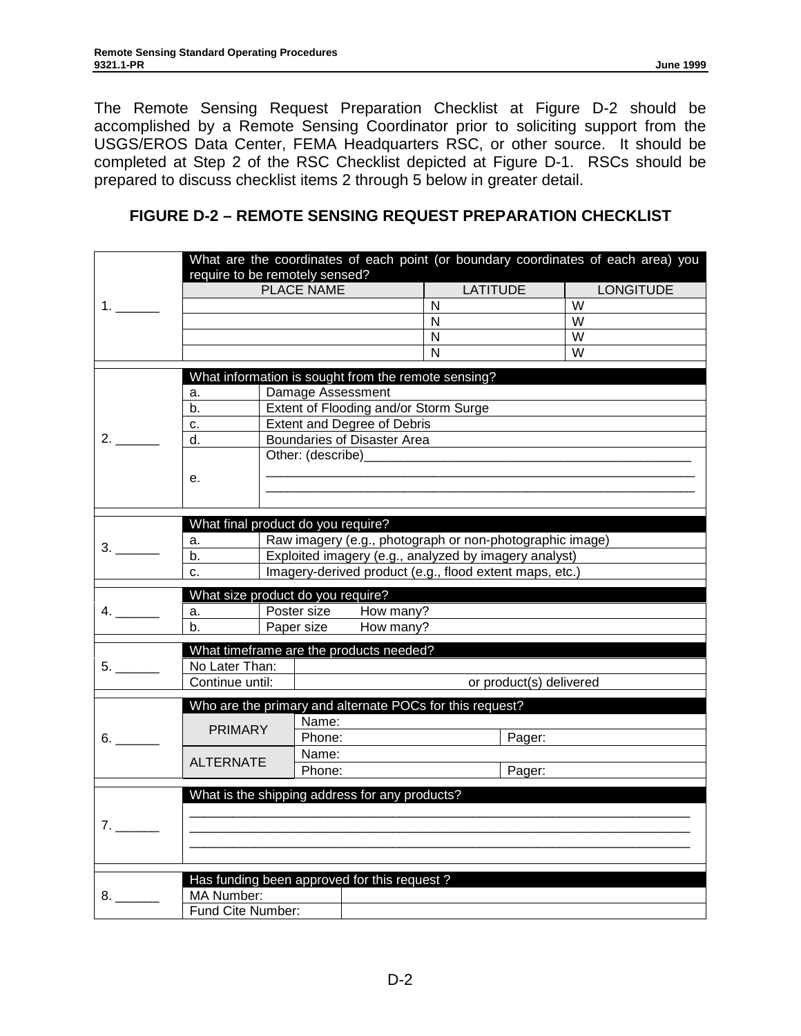The Remote Sensing Request Preparation Checklist at Figure D-2 should be accomplished by a Remote Sensing Coordinator prior to soliciting support from the USGS/EROS Data Center, FEMA Headquarters RSC, or other source. It should be completed at Step 2 of the RSC Checklist depicted at Figure D-1. RSCs should be prepared to discuss checklist items 2 through 5 below in greater detail.

## FIGURE D-2 – REMOTE SENSING REQUEST PREPARATION CHECKLIST

| | | | |
|---|---|---|---|
| 1. ______ | What are the coordinates of each point (or boundary coordinates of each area) you require to be remotely sensed? | | |
| | PLACE NAME | LATITUDE | LONGITUDE |
| | | N | W |
| | | N | W |
| | | N | W |
| | | N | W |

| | | |
|---|---|---|
| 2. ______ | What information is sought from the remote sensing? | |
| | a. | Damage Assessment |
| | b. | Extent of Flooding and/or Storm Surge |
| | c. | Extent and Degree of Debris |
| | d. | Boundaries of Disaster Area |
| | e. | Other: (describe)_______________________________________________ _____________________________________________________________ _____________________________________________________________ |

| | | |
|---|---|---|
| 3. ______ | What final product do you require? | |
| | a. | Raw imagery (e.g., photograph or non-photographic image) |
| | b. | Exploited imagery (e.g., analyzed by imagery analyst) |
| | c. | Imagery-derived product (e.g., flood extent maps, etc.) |

| | | |
|---|---|---|
| 4. ______ | What size product do you require? | |
| | a. | Poster size How many? |
| | b. | Paper size How many? |

| | | |
|---|---|---|
| 5. ______ | What timeframe are the products needed? | |
| | No Later Than: | |
| | Continue until: | or product(s) delivered |

| | | | |
|---|---|---|---|
| 6. ______ | Who are the primary and alternate POCs for this request? | | |
| | PRIMARY | Name: | |
| | | Phone: | Pager: |
| | ALTERNATE | Name: | |
| | | Phone: | Pager: |

| | |
|---|---|
| 7. ______ | What is the shipping address for any products? |
| | _________________________________________________________________________ _________________________________________________________________________ _________________________________________________________________________ |

| | | |
|---|---|---|
| 8. ______ | Has funding been approved for this request ? | |
| | MA Number: | |
| | Fund Cite Number: | |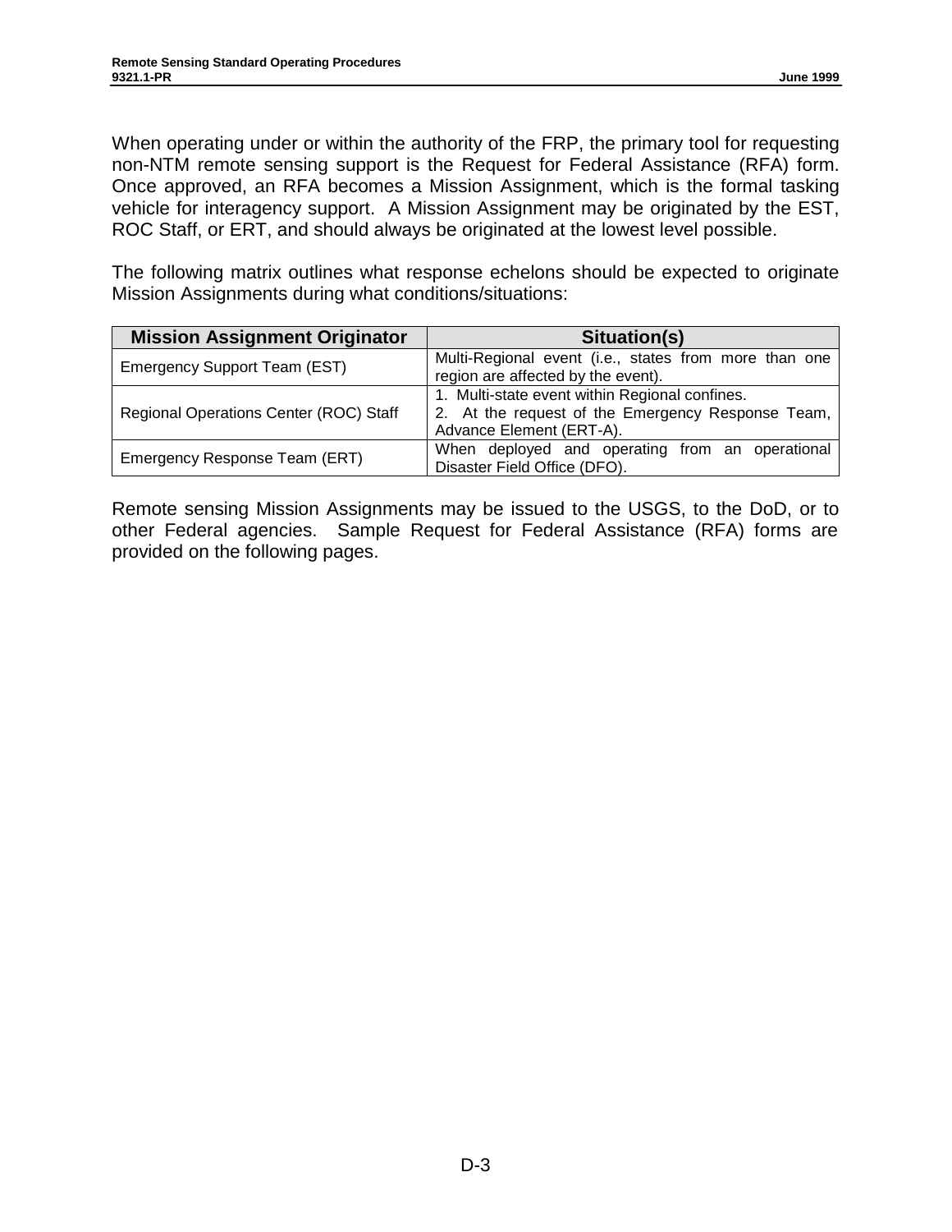When operating under or within the authority of the FRP, the primary tool for requesting non-NTM remote sensing support is the Request for Federal Assistance (RFA) form. Once approved, an RFA becomes a Mission Assignment, which is the formal tasking vehicle for interagency support. A Mission Assignment may be originated by the EST, ROC Staff, or ERT, and should always be originated at the lowest level possible.

The following matrix outlines what response echelons should be expected to originate Mission Assignments during what conditions/situations:

| Mission Assignment Originator | Situation(s) |
|---|---|
| Emergency Support Team (EST) | Multi-Regional event (i.e., states from more than one region are affected by the event). |
| Regional Operations Center (ROC) Staff | 1. Multi-state event within Regional confines.<br>2. At the request of the Emergency Response Team, Advance Element (ERT-A). |
| Emergency Response Team (ERT) | When deployed and operating from an operational Disaster Field Office (DFO). |

Remote sensing Mission Assignments may be issued to the USGS, to the DoD, or to other Federal agencies. Sample Request for Federal Assistance (RFA) forms are provided on the following pages.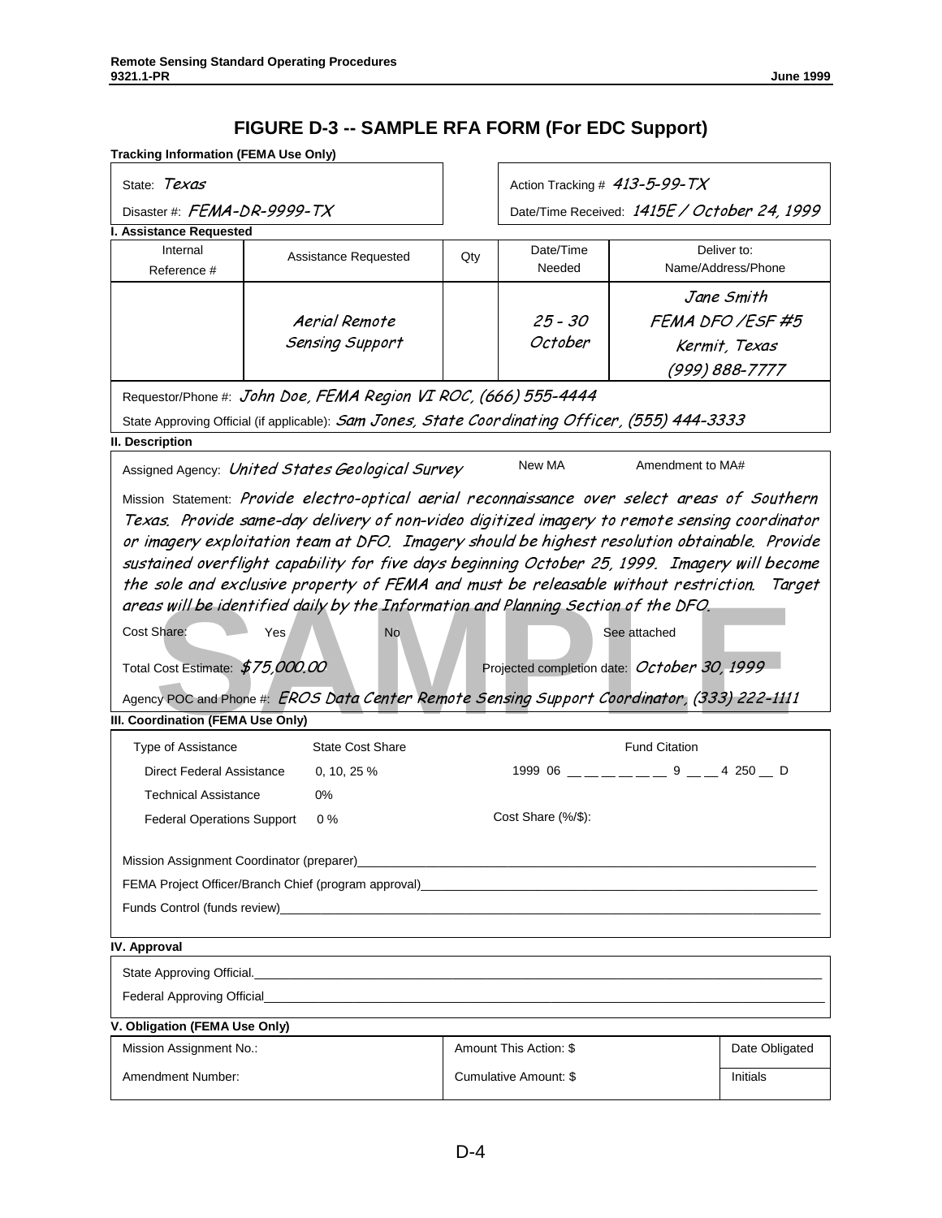# FIGURE D-3 -- SAMPLE RFA FORM (For EDC Support)

**Tracking Information (FEMA Use Only)**

State: *Texas*

Disaster #: *FEMA-DR-9999-TX*

Action Tracking # *413-5-99-TX*

Date/Time Received: *1415E / October 24, 1999*

**I. Assistance Requested**

| Internal Reference # | Assistance Requested | Qty | Date/Time Needed | Deliver to: Name/Address/Phone |
|---|---|---|---|---|
| | *Aerial Remote Sensing Support* | | *25 - 30 October* | *Jane Smith FEMA DFO /ESF #5 Kermit, Texas (999) 888-7777* |

Requestor/Phone #: *John Doe, FEMA Region VI ROC, (666) 555-4444*

State Approving Official (if applicable): *Sam Jones, State Coordinating Officer, (555) 444-3333*

**II. Description**

Assigned Agency: *United States Geological Survey*  New MA  Amendment to MA#

Mission Statement: *Provide electro-optical aerial reconnaissance over select areas of Southern Texas. Provide same-day delivery of non-video digitized imagery to remote sensing coordinator or imagery exploitation team at DFO. Imagery should be highest resolution obtainable. Provide sustained overflight capability for five days beginning October 25, 1999. Imagery will become the sole and exclusive property of FEMA and must be releasable without restriction. Target areas will be identified daily by the Information and Planning Section of the DFO.*

Cost Share: Yes  No  See attached

Total Cost Estimate: *$75,000.00*  Projected completion date: *October 30, 1999*

Agency POC and Phone #: *EROS Data Center Remote Sensing Support Coordinator, (333) 222-1111*

SAMPLE

**III. Coordination (FEMA Use Only)**

| Type of Assistance | State Cost Share | Fund Citation |
|---|---|---|
| Direct Federal Assistance | 0, 10, 25 % | 1999 06 __ __ __ __ __ __ 9 __ __ 4 250 __ D |
| Technical Assistance | 0% | |
| Federal Operations Support | 0 % | Cost Share (%/$): |

Mission Assignment Coordinator (preparer)\_\_\_\_\_\_\_\_\_\_\_\_\_\_\_\_

FEMA Project Officer/Branch Chief (program approval)\_\_\_\_\_\_\_\_\_\_\_\_\_\_\_\_

Funds Control (funds review)\_\_\_\_\_\_\_\_\_\_\_\_\_\_\_\_

**IV. Approval**

State Approving Official.\_\_\_\_\_\_\_\_\_\_\_\_\_\_\_\_

Federal Approving Official\_\_\_\_\_\_\_\_\_\_\_\_\_\_\_\_

**V. Obligation (FEMA Use Only)**

| Mission Assignment No.: | Amount This Action: $ | Date Obligated |
|---|---|---|
| Amendment Number: | Cumulative Amount: $ | Initials |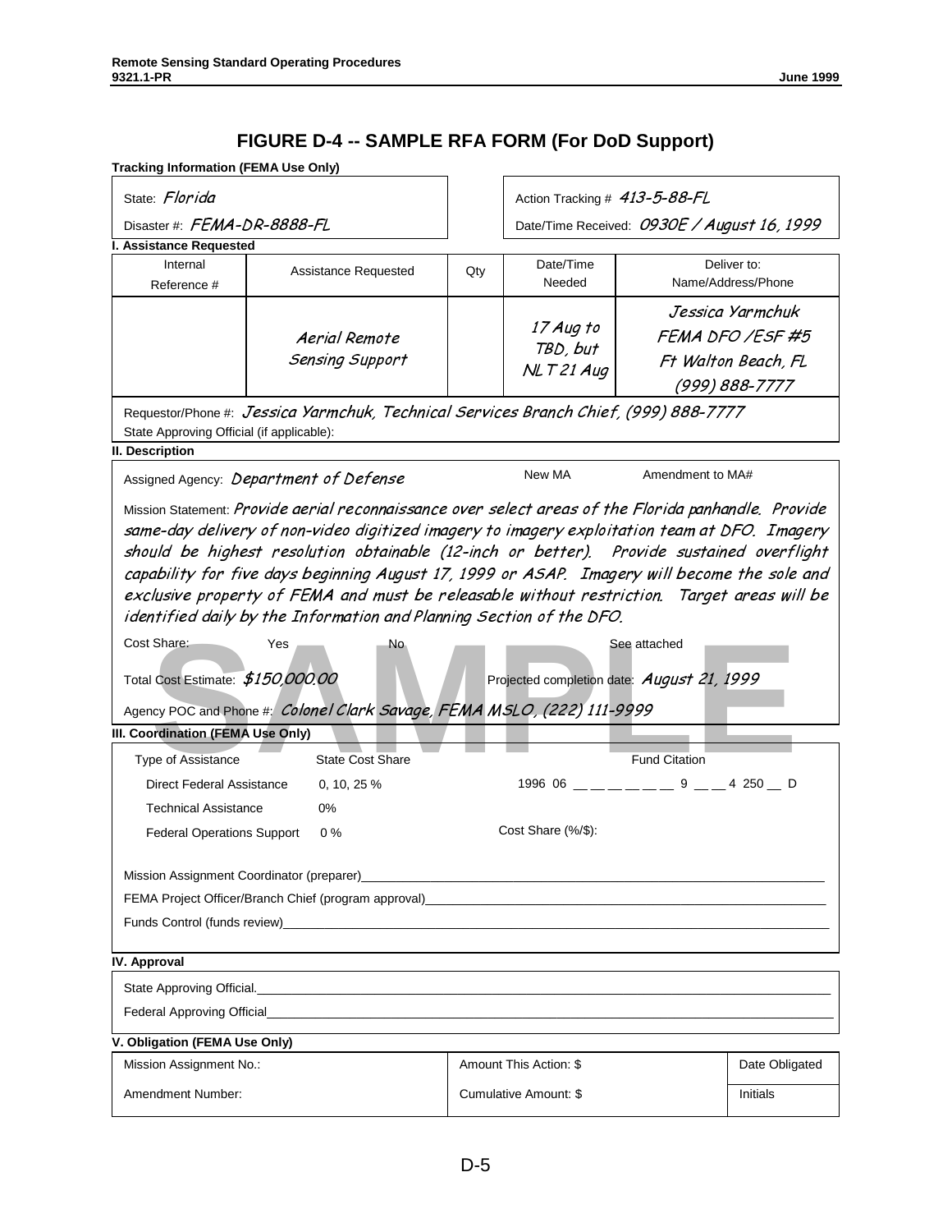# FIGURE D-4 -- SAMPLE RFA FORM (For DoD Support)

**Tracking Information (FEMA Use Only)**

| | |
|---|---|
| State: *Florida* | Action Tracking # *413-5-88-FL* |
| Disaster #: *FEMA-DR-8888-FL* | Date/Time Received: *0930E / August 16, 1999* |

**I. Assistance Requested**

| Internal Reference # | Assistance Requested | Qty | Date/Time Needed | Deliver to: Name/Address/Phone |
|---|---|---|---|---|
| | *Aerial Remote Sensing Support* | | *17 Aug to TBD, but NLT 21 Aug* | *Jessica Yarmchuk FEMA DFO /ESF #5 Ft Walton Beach, FL (999) 888-7777* |

Requestor/Phone #: *Jessica Yarmchuk, Technical Services Branch Chief, (999) 888-7777*

State Approving Official (if applicable):

**II. Description**

Assigned Agency: *Department of Defense* New MA Amendment to MA#

Mission Statement: *Provide aerial reconnaissance over select areas of the Florida panhandle. Provide same-day delivery of non-video digitized imagery to imagery exploitation team at DFO. Imagery should be highest resolution obtainable (12-inch or better). Provide sustained overflight capability for five days beginning August 17, 1999 or ASAP. Imagery will become the sole and exclusive property of FEMA and must be releasable without restriction. Target areas will be identified daily by the Information and Planning Section of the DFO.*

Cost Share: Yes No See attached

Total Cost Estimate: *$150,000.00* Projected completion date: *August 21, 1999*

Agency POC and Phone #: *Colonel Clark Savage, FEMA MSLO, (222) 111-9999*

**III. Coordination (FEMA Use Only)**

| Type of Assistance | State Cost Share | Fund Citation |
|---|---|---|
| Direct Federal Assistance | 0, 10, 25 % | 1996 06 \_\_ \_\_ \_\_ \_\_ \_\_ \_\_ 9 \_\_ \_\_ 4 250 \_\_ D |
| Technical Assistance | 0% | |
| Federal Operations Support | 0 % | Cost Share (%/$): |

Mission Assignment Coordinator (preparer)\_\_\_\_\_\_\_\_\_\_\_\_\_\_\_\_\_\_\_\_

FEMA Project Officer/Branch Chief (program approval)\_\_\_\_\_\_\_\_\_\_\_\_\_\_\_\_\_\_\_\_

Funds Control (funds review)\_\_\_\_\_\_\_\_\_\_\_\_\_\_\_\_\_\_\_\_

**IV. Approval**

State Approving Official.\_\_\_\_\_\_\_\_\_\_\_\_\_\_\_\_\_\_\_\_

Federal Approving Official\_\_\_\_\_\_\_\_\_\_\_\_\_\_\_\_\_\_\_\_

**V. Obligation (FEMA Use Only)**

| | | |
|---|---|---|
| Mission Assignment No.: | Amount This Action: $ | Date Obligated |
| Amendment Number: | Cumulative Amount: $ | Initials |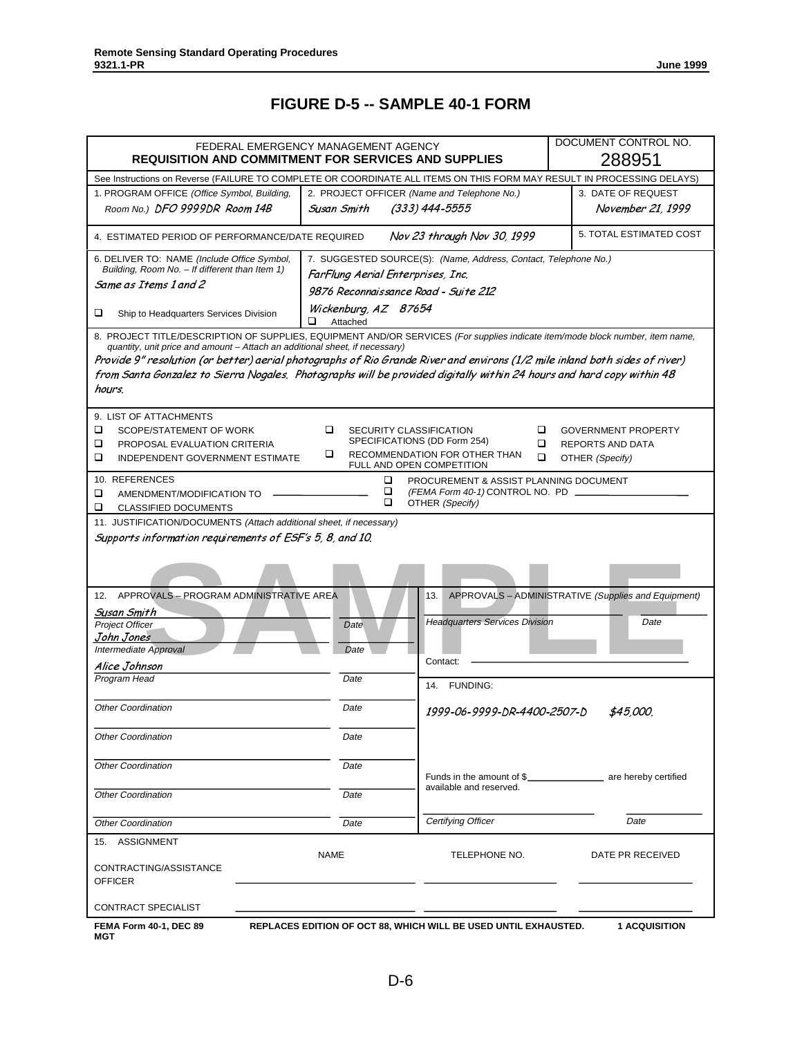# FIGURE D-5 -- SAMPLE 40-1 FORM

FEDERAL EMERGENCY MANAGEMENT AGENCY
**REQUISITION AND COMMITMENT FOR SERVICES AND SUPPLIES**

DOCUMENT CONTROL NO. 288951

See Instructions on Reverse (FAILURE TO COMPLETE OR COORDINATE ALL ITEMS ON THIS FORM MAY RESULT IN PROCESSING DELAYS)

| | | |
|---|---|---|
| 1. PROGRAM OFFICE *(Office Symbol, Building, Room No.)* *DFO 9999DR Room 14B* | 2. PROJECT OFFICER *(Name and Telephone No.)* *Susan Smith (333) 444-5555* | 3. DATE OF REQUEST *November 21, 1999* |
| 4. ESTIMATED PERIOD OF PERFORMANCE/DATE REQUIRED *Nov 23 through Nov 30, 1999* | | 5. TOTAL ESTIMATED COST |
| 6. DELIVER TO: NAME *(Include Office Symbol, Building, Room No. – If different than Item 1)* *Same as Items 1 and 2* ☐ Ship to Headquarters Services Division | 7. SUGGESTED SOURCE(S): *(Name, Address, Contact, Telephone No.)* *FarFlung Aerial Enterprises, Inc.* *9876 Reconnaissance Road - Suite 212* *Wickenburg, AZ 87654* ☐ Attached | |

8. PROJECT TITLE/DESCRIPTION OF SUPPLIES, EQUIPMENT AND/OR SERVICES *(For supplies indicate item/mode block number, item name, quantity, unit price and amount – Attach an additional sheet, if necessary)*

*Provide 9" resolution (or better) aerial photographs of Rio Grande River and environs (1/2 mile inland both sides of river) from Santa Gonzalez to Sierra Nogales. Photographs will be provided digitally within 24 hours and hard copy within 48 hours.*

9. LIST OF ATTACHMENTS

| | | |
|---|---|---|
| ☐ SCOPE/STATEMENT OF WORK | ☐ SECURITY CLASSIFICATION SPECIFICATIONS (DD Form 254) | ☐ GOVERNMENT PROPERTY |
| ☐ PROPOSAL EVALUATION CRITERIA | | ☐ REPORTS AND DATA |
| ☐ INDEPENDENT GOVERNMENT ESTIMATE | ☐ RECOMMENDATION FOR OTHER THAN FULL AND OPEN COMPETITION | ☐ OTHER *(Specify)* |

10. REFERENCES

| | |
|---|---|
| ☐ AMENDMENT/MODIFICATION TO ______ | ☐ PROCUREMENT & ASSIST PLANNING DOCUMENT |
| ☐ CLASSIFIED DOCUMENTS | ☐ *(FEMA Form 40-1)* CONTROL NO. PD ______ |
| | ☐ OTHER *(Specify)* |

11. JUSTIFICATION/DOCUMENTS *(Attach additional sheet, if necessary)*

*Supports information requirements of ESF's 5, 8, and 10.*

SAMPLE

| 12. APPROVALS – PROGRAM ADMINISTRATIVE AREA | | 13. APPROVALS – ADMINISTRATIVE *(Supplies and Equipment)* | |
|---|---|---|---|
| *Susan Smith* — *Project Officer* | Date | *Headquarters Services Division* | Date |
| *John Jones* — *Intermediate Approval* | Date | Contact: | |
| *Alice Johnson* — *Program Head* | Date | 14. FUNDING: | |
| *Other Coordination* | Date | *1999-06-9999-DR-4400-2507-D* | *$45,000.* |
| *Other Coordination* | Date | | |
| *Other Coordination* | Date | Funds in the amount of $______ are hereby certified available and reserved. | |
| *Other Coordination* | Date | | |
| *Other Coordination* | Date | *Certifying Officer* | *Date* |

15. ASSIGNMENT

| | NAME | TELEPHONE NO. | DATE PR RECEIVED |
|---|---|---|---|
| CONTRACTING/ASSISTANCE OFFICER | | | |
| CONTRACT SPECIALIST | | | |

**FEMA Form 40-1, DEC 89** **REPLACES EDITION OF OCT 88, WHICH WILL BE USED UNTIL EXHAUSTED.** **1 ACQUISITION MGT**